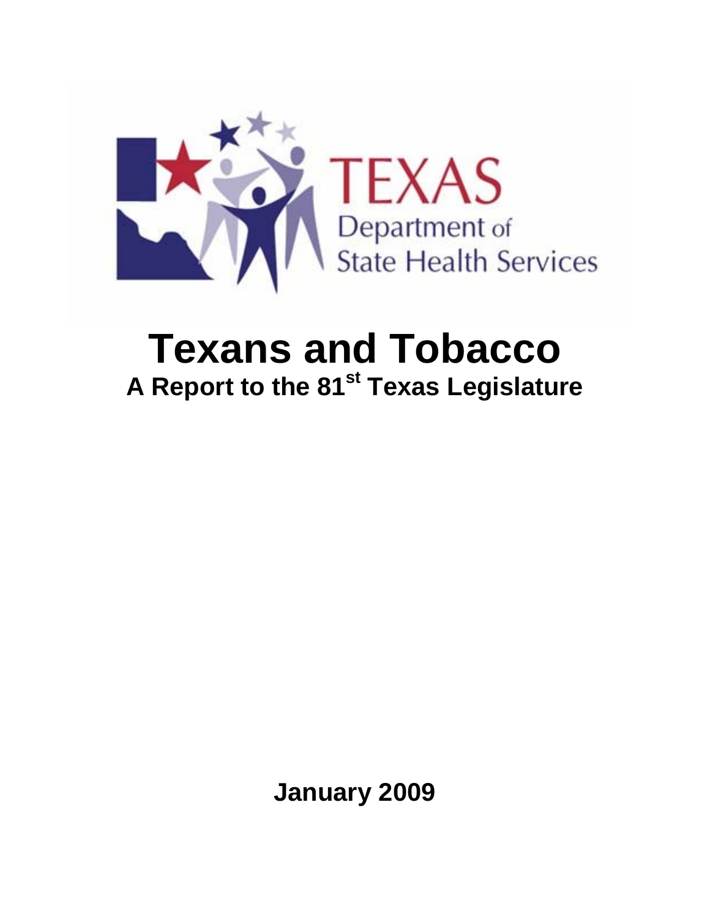TEXAS
Department of
State Health Services

# Texans and Tobacco

## A Report to the 81st Texas Legislature

**January 2009**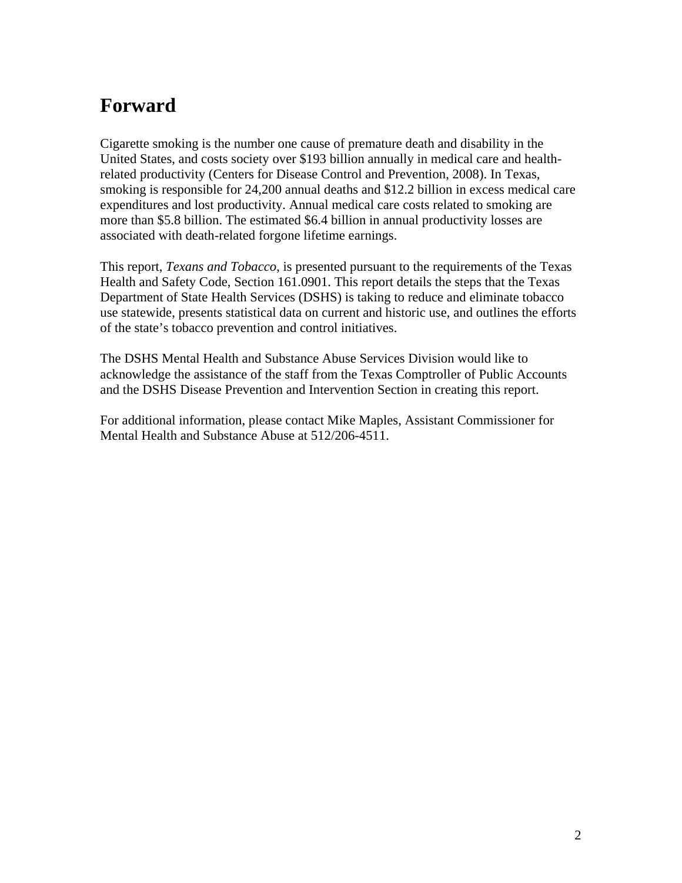# Forward

Cigarette smoking is the number one cause of premature death and disability in the United States, and costs society over $193 billion annually in medical care and health-related productivity (Centers for Disease Control and Prevention, 2008). In Texas, smoking is responsible for 24,200 annual deaths and $12.2 billion in excess medical care expenditures and lost productivity. Annual medical care costs related to smoking are more than $5.8 billion. The estimated $6.4 billion in annual productivity losses are associated with death-related forgone lifetime earnings.

This report, *Texans and Tobacco*, is presented pursuant to the requirements of the Texas Health and Safety Code, Section 161.0901. This report details the steps that the Texas Department of State Health Services (DSHS) is taking to reduce and eliminate tobacco use statewide, presents statistical data on current and historic use, and outlines the efforts of the state's tobacco prevention and control initiatives.

The DSHS Mental Health and Substance Abuse Services Division would like to acknowledge the assistance of the staff from the Texas Comptroller of Public Accounts and the DSHS Disease Prevention and Intervention Section in creating this report.

For additional information, please contact Mike Maples, Assistant Commissioner for Mental Health and Substance Abuse at 512/206-4511.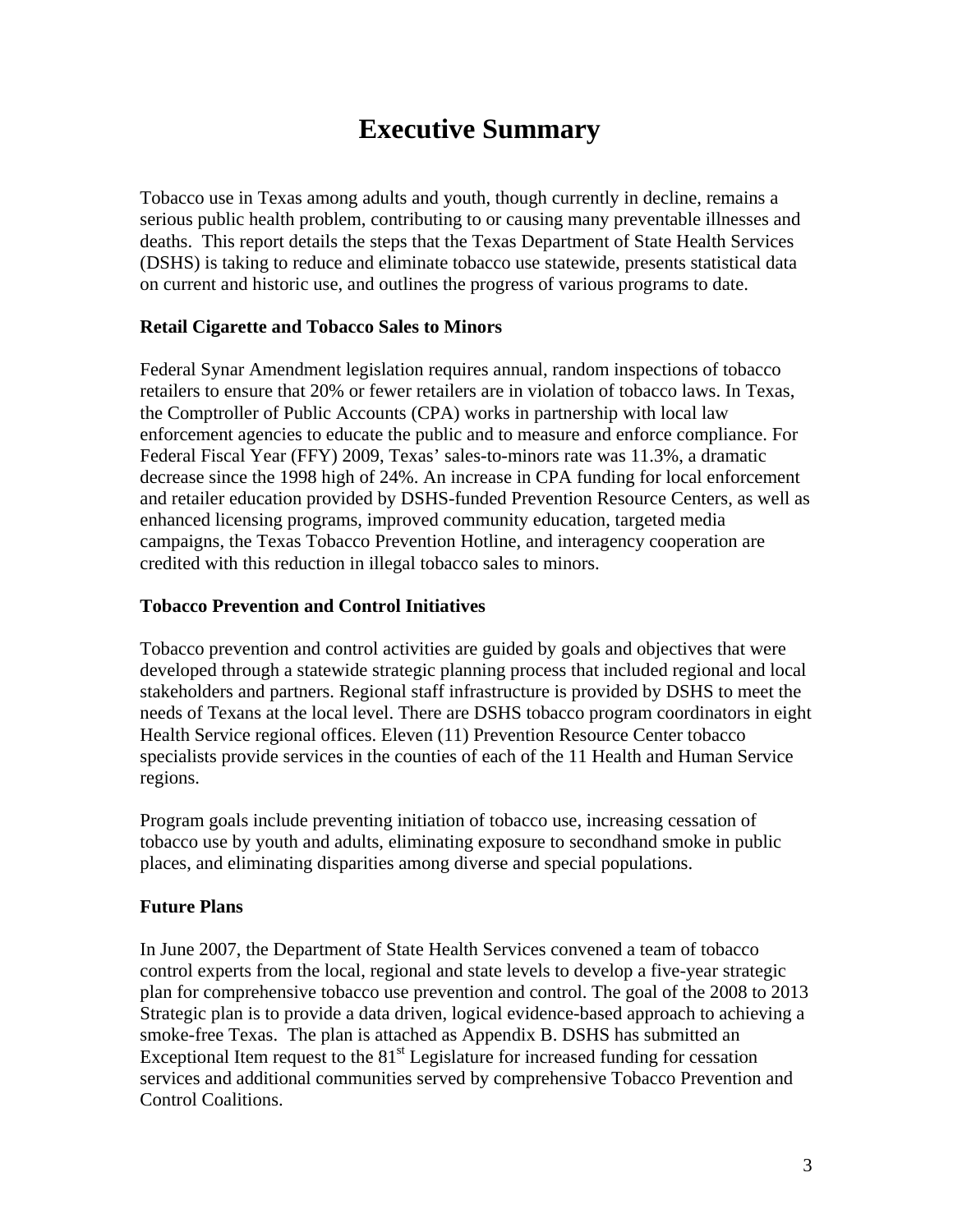# Executive Summary

Tobacco use in Texas among adults and youth, though currently in decline, remains a serious public health problem, contributing to or causing many preventable illnesses and deaths. This report details the steps that the Texas Department of State Health Services (DSHS) is taking to reduce and eliminate tobacco use statewide, presents statistical data on current and historic use, and outlines the progress of various programs to date.

**Retail Cigarette and Tobacco Sales to Minors**

Federal Synar Amendment legislation requires annual, random inspections of tobacco retailers to ensure that 20% or fewer retailers are in violation of tobacco laws. In Texas, the Comptroller of Public Accounts (CPA) works in partnership with local law enforcement agencies to educate the public and to measure and enforce compliance. For Federal Fiscal Year (FFY) 2009, Texas' sales-to-minors rate was 11.3%, a dramatic decrease since the 1998 high of 24%. An increase in CPA funding for local enforcement and retailer education provided by DSHS-funded Prevention Resource Centers, as well as enhanced licensing programs, improved community education, targeted media campaigns, the Texas Tobacco Prevention Hotline, and interagency cooperation are credited with this reduction in illegal tobacco sales to minors.

**Tobacco Prevention and Control Initiatives**

Tobacco prevention and control activities are guided by goals and objectives that were developed through a statewide strategic planning process that included regional and local stakeholders and partners. Regional staff infrastructure is provided by DSHS to meet the needs of Texans at the local level. There are DSHS tobacco program coordinators in eight Health Service regional offices. Eleven (11) Prevention Resource Center tobacco specialists provide services in the counties of each of the 11 Health and Human Service regions.

Program goals include preventing initiation of tobacco use, increasing cessation of tobacco use by youth and adults, eliminating exposure to secondhand smoke in public places, and eliminating disparities among diverse and special populations.

**Future Plans**

In June 2007, the Department of State Health Services convened a team of tobacco control experts from the local, regional and state levels to develop a five-year strategic plan for comprehensive tobacco use prevention and control. The goal of the 2008 to 2013 Strategic plan is to provide a data driven, logical evidence-based approach to achieving a smoke-free Texas. The plan is attached as Appendix B. DSHS has submitted an Exceptional Item request to the 81st Legislature for increased funding for cessation services and additional communities served by comprehensive Tobacco Prevention and Control Coalitions.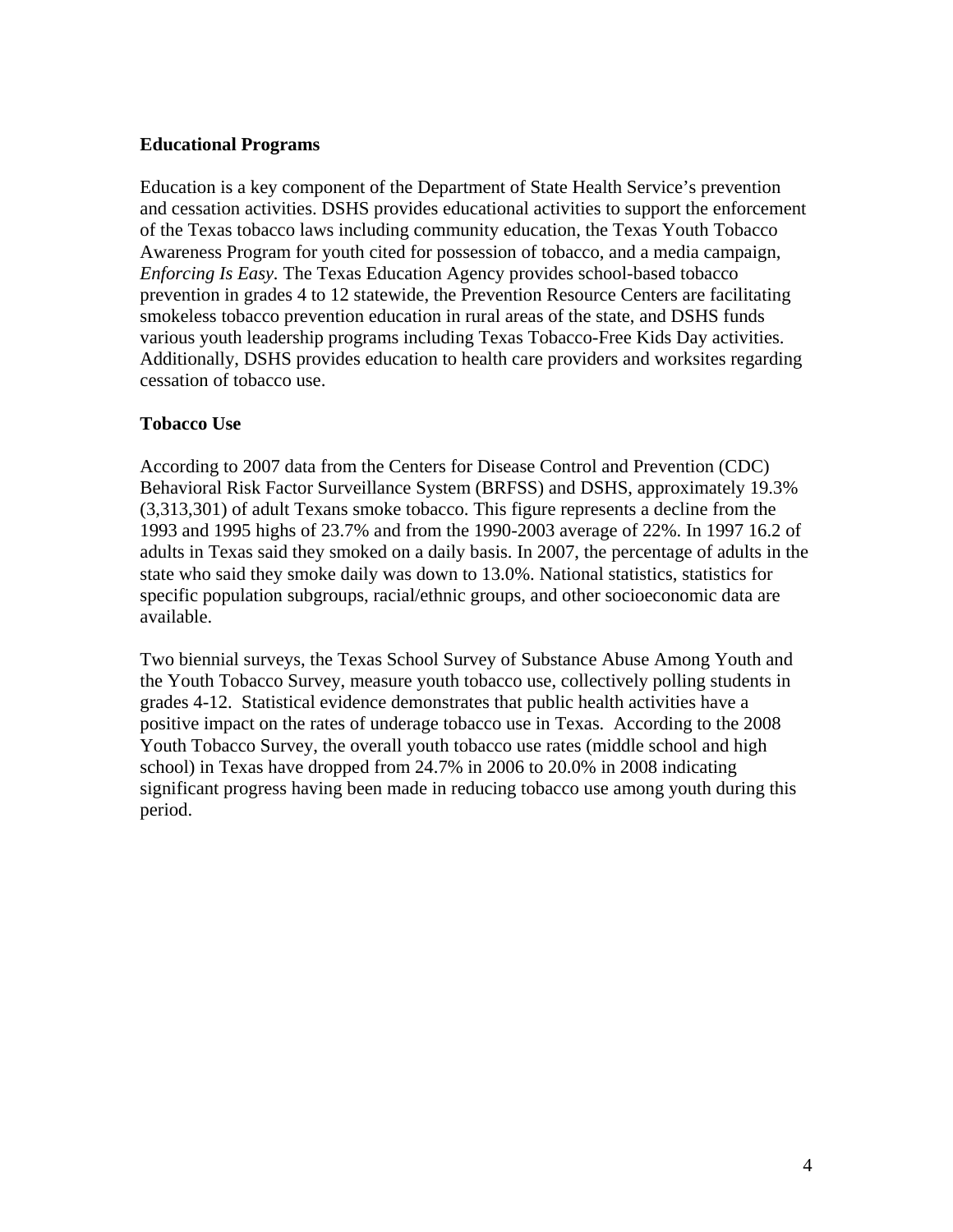## Educational Programs

Education is a key component of the Department of State Health Service's prevention and cessation activities. DSHS provides educational activities to support the enforcement of the Texas tobacco laws including community education, the Texas Youth Tobacco Awareness Program for youth cited for possession of tobacco, and a media campaign, *Enforcing Is Easy.* The Texas Education Agency provides school-based tobacco prevention in grades 4 to 12 statewide, the Prevention Resource Centers are facilitating smokeless tobacco prevention education in rural areas of the state, and DSHS funds various youth leadership programs including Texas Tobacco-Free Kids Day activities. Additionally, DSHS provides education to health care providers and worksites regarding cessation of tobacco use.

## Tobacco Use

According to 2007 data from the Centers for Disease Control and Prevention (CDC) Behavioral Risk Factor Surveillance System (BRFSS) and DSHS, approximately 19.3% (3,313,301) of adult Texans smoke tobacco. This figure represents a decline from the 1993 and 1995 highs of 23.7% and from the 1990-2003 average of 22%. In 1997 16.2 of adults in Texas said they smoked on a daily basis. In 2007, the percentage of adults in the state who said they smoke daily was down to 13.0%. National statistics, statistics for specific population subgroups, racial/ethnic groups, and other socioeconomic data are available.

Two biennial surveys, the Texas School Survey of Substance Abuse Among Youth and the Youth Tobacco Survey, measure youth tobacco use, collectively polling students in grades 4-12. Statistical evidence demonstrates that public health activities have a positive impact on the rates of underage tobacco use in Texas. According to the 2008 Youth Tobacco Survey, the overall youth tobacco use rates (middle school and high school) in Texas have dropped from 24.7% in 2006 to 20.0% in 2008 indicating significant progress having been made in reducing tobacco use among youth during this period.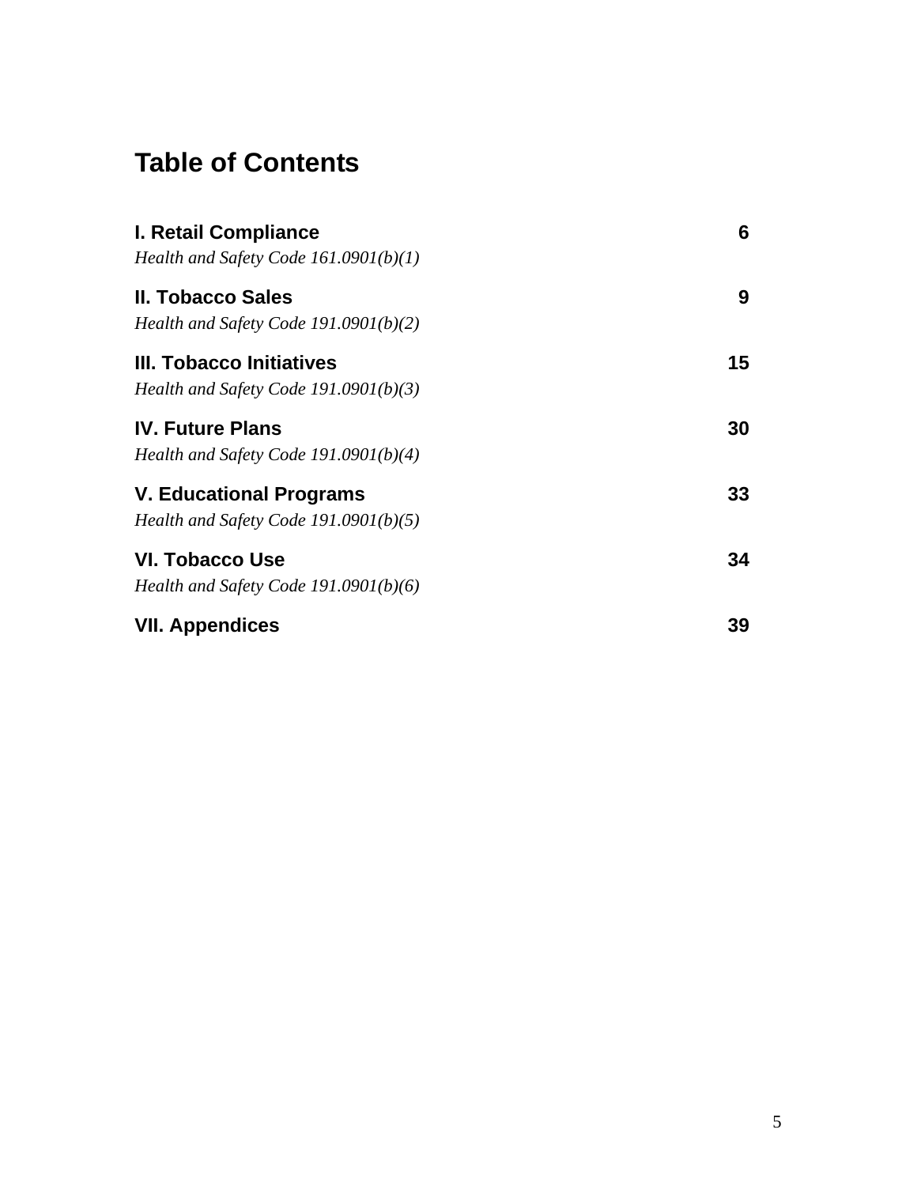# Table of Contents

| | |
|---|---|
| **I. Retail Compliance**<br>*Health and Safety Code 161.0901(b)(1)* | **6** |
| **II. Tobacco Sales**<br>*Health and Safety Code 191.0901(b)(2)* | **9** |
| **III. Tobacco Initiatives**<br>*Health and Safety Code 191.0901(b)(3)* | **15** |
| **IV. Future Plans**<br>*Health and Safety Code 191.0901(b)(4)* | **30** |
| **V. Educational Programs**<br>*Health and Safety Code 191.0901(b)(5)* | **33** |
| **VI. Tobacco Use**<br>*Health and Safety Code 191.0901(b)(6)* | **34** |
| **VII. Appendices** | **39** |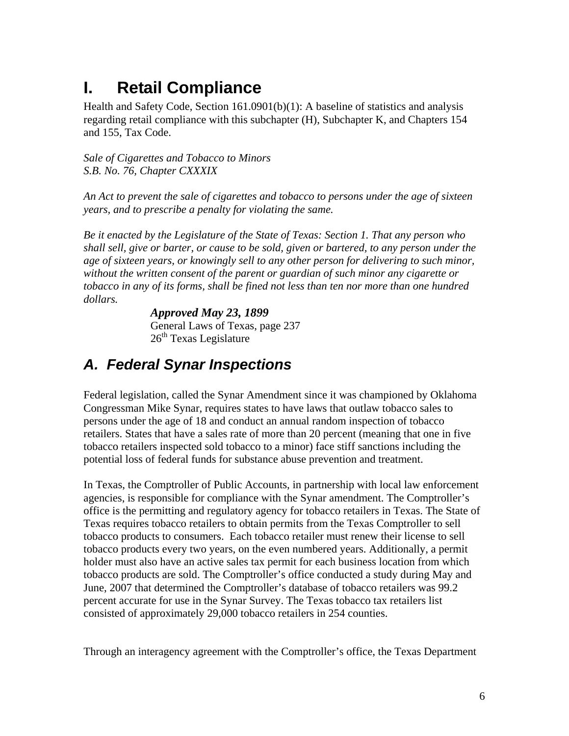# I. Retail Compliance

Health and Safety Code, Section 161.0901(b)(1): A baseline of statistics and analysis regarding retail compliance with this subchapter (H), Subchapter K, and Chapters 154 and 155, Tax Code.

*Sale of Cigarettes and Tobacco to Minors*
*S.B. No. 76, Chapter CXXXIX*

*An Act to prevent the sale of cigarettes and tobacco to persons under the age of sixteen years, and to prescribe a penalty for violating the same.*

*Be it enacted by the Legislature of the State of Texas: Section 1. That any person who shall sell, give or barter, or cause to be sold, given or bartered, to any person under the age of sixteen years, or knowingly sell to any other person for delivering to such minor, without the written consent of the parent or guardian of such minor any cigarette or tobacco in any of its forms, shall be fined not less than ten nor more than one hundred dollars.*

> ***Approved May 23, 1899***
> General Laws of Texas, page 237
> 26th Texas Legislature

## *A. Federal Synar Inspections*

Federal legislation, called the Synar Amendment since it was championed by Oklahoma Congressman Mike Synar, requires states to have laws that outlaw tobacco sales to persons under the age of 18 and conduct an annual random inspection of tobacco retailers. States that have a sales rate of more than 20 percent (meaning that one in five tobacco retailers inspected sold tobacco to a minor) face stiff sanctions including the potential loss of federal funds for substance abuse prevention and treatment.

In Texas, the Comptroller of Public Accounts, in partnership with local law enforcement agencies, is responsible for compliance with the Synar amendment. The Comptroller's office is the permitting and regulatory agency for tobacco retailers in Texas. The State of Texas requires tobacco retailers to obtain permits from the Texas Comptroller to sell tobacco products to consumers. Each tobacco retailer must renew their license to sell tobacco products every two years, on the even numbered years. Additionally, a permit holder must also have an active sales tax permit for each business location from which tobacco products are sold. The Comptroller's office conducted a study during May and June, 2007 that determined the Comptroller's database of tobacco retailers was 99.2 percent accurate for use in the Synar Survey. The Texas tobacco tax retailers list consisted of approximately 29,000 tobacco retailers in 254 counties.

Through an interagency agreement with the Comptroller's office, the Texas Department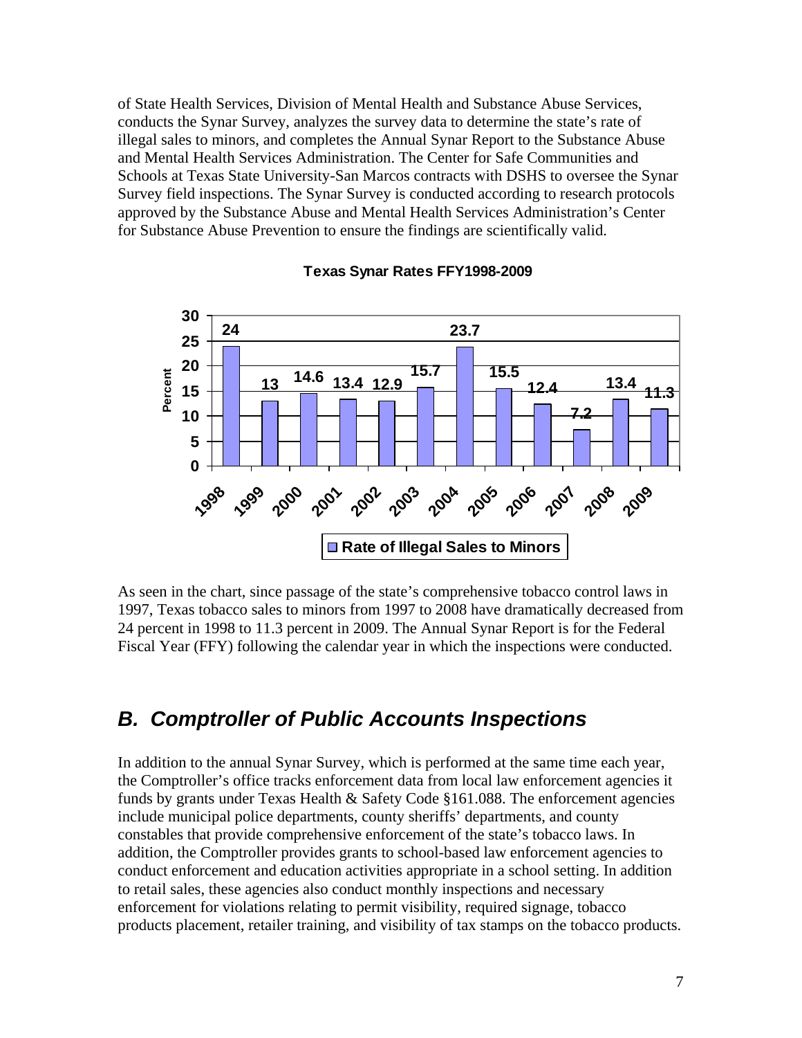of State Health Services, Division of Mental Health and Substance Abuse Services, conducts the Synar Survey, analyzes the survey data to determine the state's rate of illegal sales to minors, and completes the Annual Synar Report to the Substance Abuse and Mental Health Services Administration. The Center for Safe Communities and Schools at Texas State University-San Marcos contracts with DSHS to oversee the Synar Survey field inspections. The Synar Survey is conducted according to research protocols approved by the Substance Abuse and Mental Health Services Administration's Center for Substance Abuse Prevention to ensure the findings are scientifically valid.

**Texas Synar Rates FFY1998-2009**

| Year | Rate of Illegal Sales to Minors (Percent) |
|---|---|
| 1998 | 24 |
| 1999 | 13 |
| 2000 | 14.6 |
| 2001 | 13.4 |
| 2002 | 12.9 |
| 2003 | 15.7 |
| 2004 | 23.7 |
| 2005 | 15.5 |
| 2006 | 12.4 |
| 2007 | 7.2 |
| 2008 | 13.4 |
| 2009 | 11.3 |

As seen in the chart, since passage of the state's comprehensive tobacco control laws in 1997, Texas tobacco sales to minors from 1997 to 2008 have dramatically decreased from 24 percent in 1998 to 11.3 percent in 2009. The Annual Synar Report is for the Federal Fiscal Year (FFY) following the calendar year in which the inspections were conducted.

## *B. Comptroller of Public Accounts Inspections*

In addition to the annual Synar Survey, which is performed at the same time each year, the Comptroller's office tracks enforcement data from local law enforcement agencies it funds by grants under Texas Health & Safety Code §161.088. The enforcement agencies include municipal police departments, county sheriffs' departments, and county constables that provide comprehensive enforcement of the state's tobacco laws. In addition, the Comptroller provides grants to school-based law enforcement agencies to conduct enforcement and education activities appropriate in a school setting. In addition to retail sales, these agencies also conduct monthly inspections and necessary enforcement for violations relating to permit visibility, required signage, tobacco products placement, retailer training, and visibility of tax stamps on the tobacco products.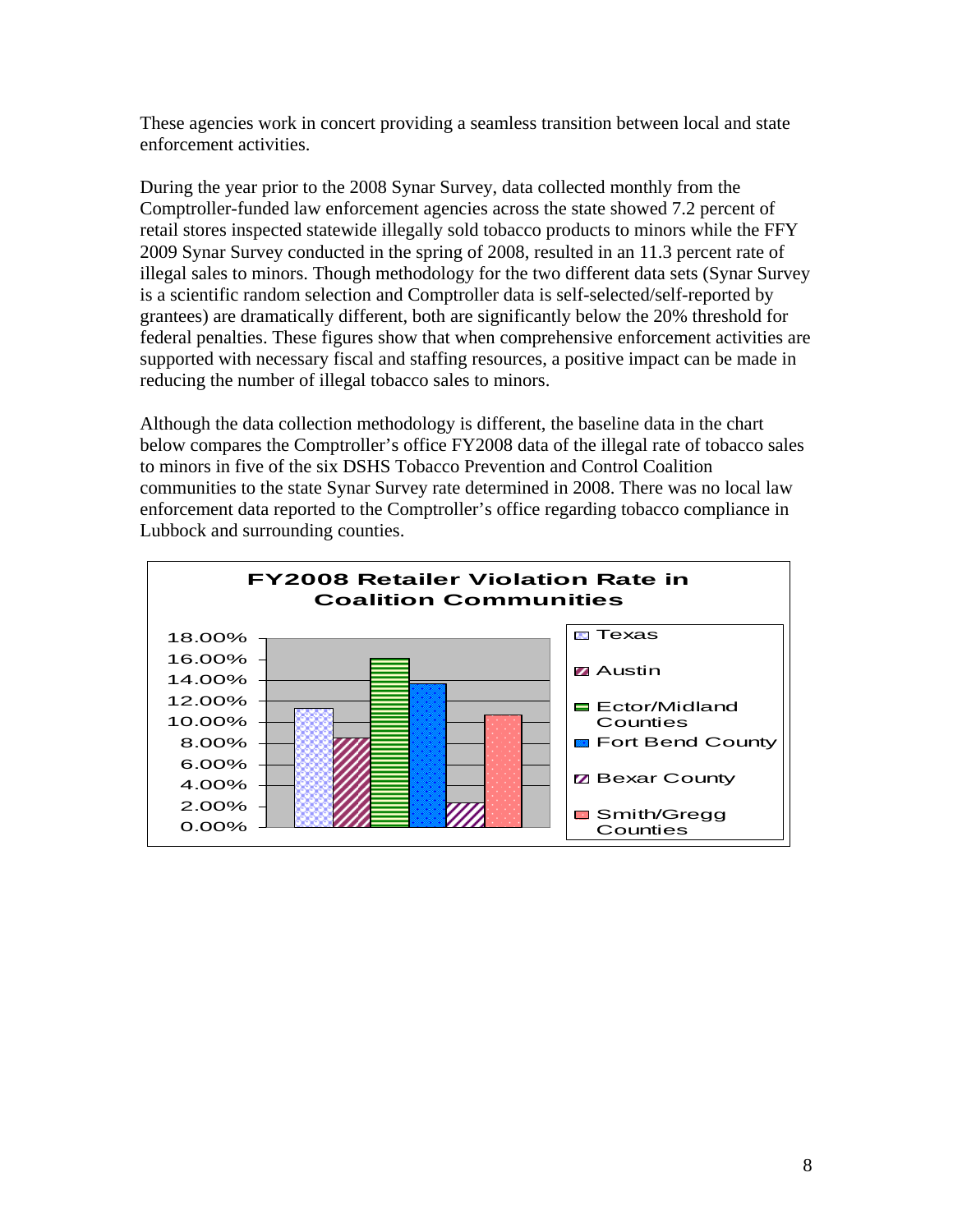These agencies work in concert providing a seamless transition between local and state enforcement activities.

During the year prior to the 2008 Synar Survey, data collected monthly from the Comptroller-funded law enforcement agencies across the state showed 7.2 percent of retail stores inspected statewide illegally sold tobacco products to minors while the FFY 2009 Synar Survey conducted in the spring of 2008, resulted in an 11.3 percent rate of illegal sales to minors. Though methodology for the two different data sets (Synar Survey is a scientific random selection and Comptroller data is self-selected/self-reported by grantees) are dramatically different, both are significantly below the 20% threshold for federal penalties. These figures show that when comprehensive enforcement activities are supported with necessary fiscal and staffing resources, a positive impact can be made in reducing the number of illegal tobacco sales to minors.

Although the data collection methodology is different, the baseline data in the chart below compares the Comptroller's office FY2008 data of the illegal rate of tobacco sales to minors in five of the six DSHS Tobacco Prevention and Control Coalition communities to the state Synar Survey rate determined in 2008. There was no local law enforcement data reported to the Comptroller's office regarding tobacco compliance in Lubbock and surrounding counties.

**FY2008 Retailer Violation Rate in Coalition Communities**

Legend: Texas; Austin; Ector/Midland Counties; Fort Bend County; Bexar County; Smith/Gregg Counties

Y-axis: 0.00%, 2.00%, 4.00%, 6.00%, 8.00%, 10.00%, 12.00%, 14.00%, 16.00%, 18.00%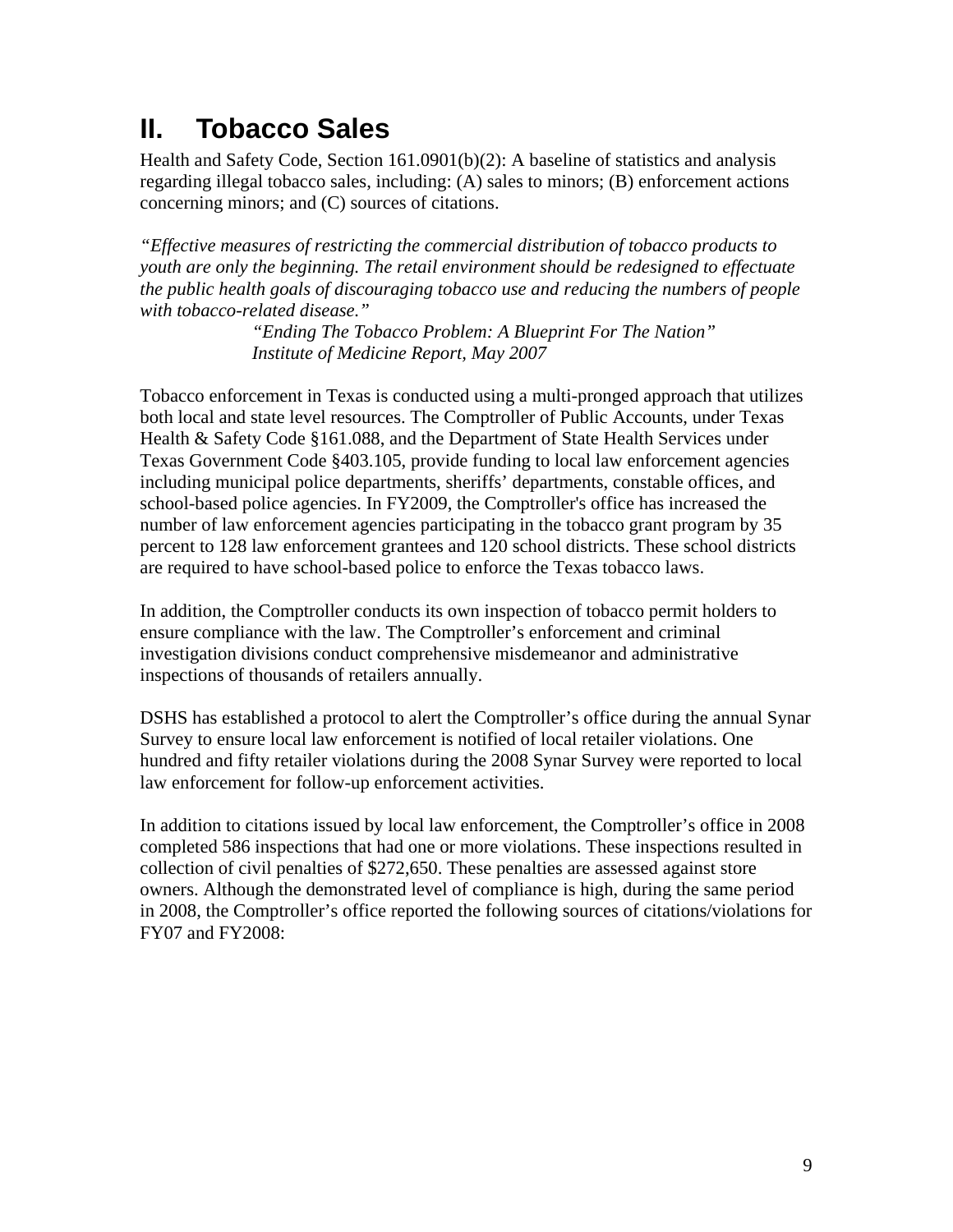## II. Tobacco Sales

Health and Safety Code, Section 161.0901(b)(2): A baseline of statistics and analysis regarding illegal tobacco sales, including: (A) sales to minors; (B) enforcement actions concerning minors; and (C) sources of citations.

*"Effective measures of restricting the commercial distribution of tobacco products to youth are only the beginning. The retail environment should be redesigned to effectuate the public health goals of discouraging tobacco use and reducing the numbers of people with tobacco-related disease."*

*"Ending The Tobacco Problem: A Blueprint For The Nation"*
*Institute of Medicine Report, May 2007*

Tobacco enforcement in Texas is conducted using a multi-pronged approach that utilizes both local and state level resources. The Comptroller of Public Accounts, under Texas Health & Safety Code §161.088, and the Department of State Health Services under Texas Government Code §403.105, provide funding to local law enforcement agencies including municipal police departments, sheriffs' departments, constable offices, and school-based police agencies. In FY2009, the Comptroller's office has increased the number of law enforcement agencies participating in the tobacco grant program by 35 percent to 128 law enforcement grantees and 120 school districts. These school districts are required to have school-based police to enforce the Texas tobacco laws.

In addition, the Comptroller conducts its own inspection of tobacco permit holders to ensure compliance with the law. The Comptroller's enforcement and criminal investigation divisions conduct comprehensive misdemeanor and administrative inspections of thousands of retailers annually.

DSHS has established a protocol to alert the Comptroller's office during the annual Synar Survey to ensure local law enforcement is notified of local retailer violations. One hundred and fifty retailer violations during the 2008 Synar Survey were reported to local law enforcement for follow-up enforcement activities.

In addition to citations issued by local law enforcement, the Comptroller's office in 2008 completed 586 inspections that had one or more violations. These inspections resulted in collection of civil penalties of $272,650. These penalties are assessed against store owners. Although the demonstrated level of compliance is high, during the same period in 2008, the Comptroller's office reported the following sources of citations/violations for FY07 and FY2008: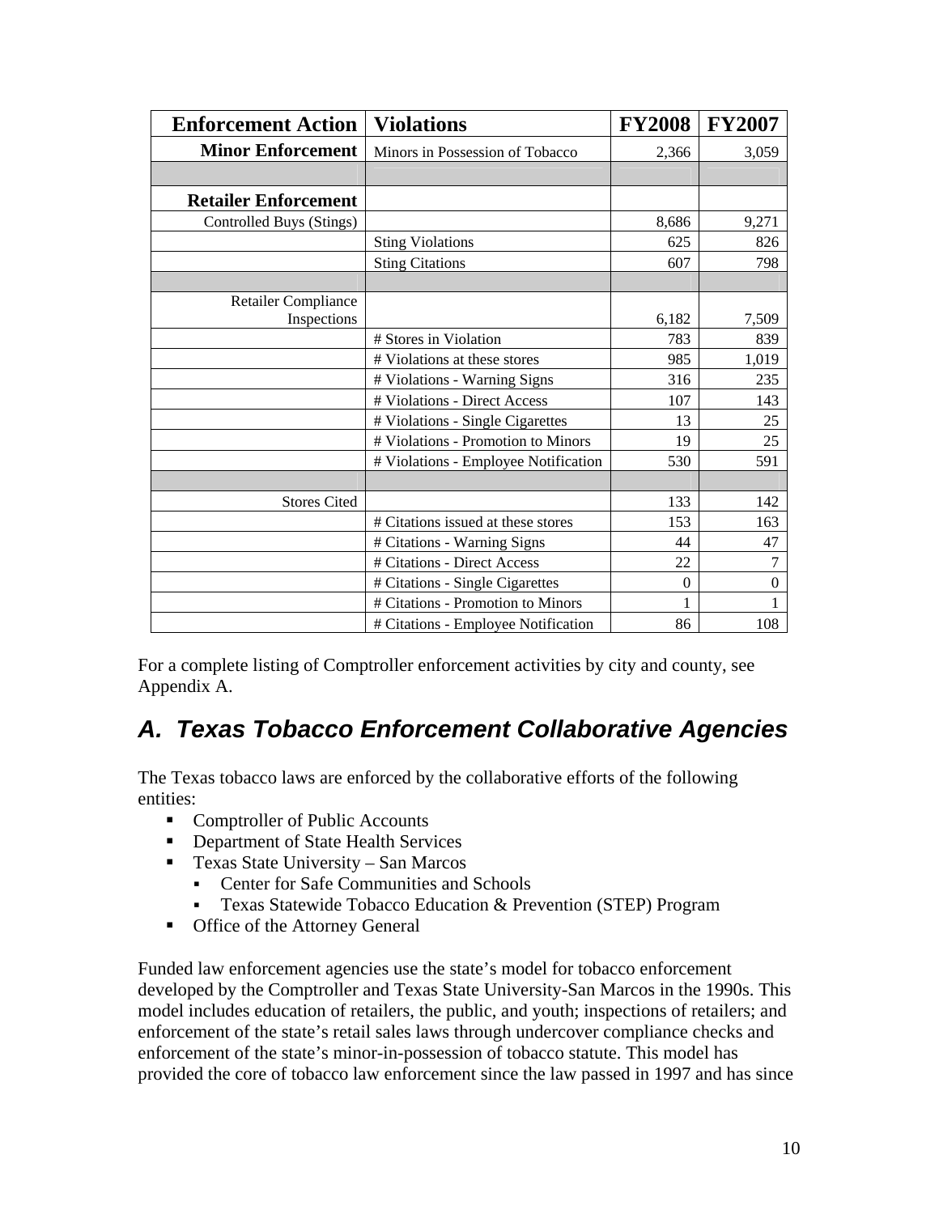| Enforcement Action | Violations | FY2008 | FY2007 |
|---|---|---|---|
| **Minor Enforcement** | Minors in Possession of Tobacco | 2,366 | 3,059 |
| | | | |
| **Retailer Enforcement** | | | |
| Controlled Buys (Stings) | | 8,686 | 9,271 |
| | Sting Violations | 625 | 826 |
| | Sting Citations | 607 | 798 |
| | | | |
| Retailer Compliance Inspections | | 6,182 | 7,509 |
| | # Stores in Violation | 783 | 839 |
| | # Violations at these stores | 985 | 1,019 |
| | # Violations - Warning Signs | 316 | 235 |
| | # Violations - Direct Access | 107 | 143 |
| | # Violations - Single Cigarettes | 13 | 25 |
| | # Violations - Promotion to Minors | 19 | 25 |
| | # Violations - Employee Notification | 530 | 591 |
| | | | |
| Stores Cited | | 133 | 142 |
| | # Citations issued at these stores | 153 | 163 |
| | # Citations - Warning Signs | 44 | 47 |
| | # Citations - Direct Access | 22 | 7 |
| | # Citations - Single Cigarettes | 0 | 0 |
| | # Citations - Promotion to Minors | 1 | 1 |
| | # Citations - Employee Notification | 86 | 108 |

For a complete listing of Comptroller enforcement activities by city and county, see Appendix A.

## *A. Texas Tobacco Enforcement Collaborative Agencies*

The Texas tobacco laws are enforced by the collaborative efforts of the following entities:

- Comptroller of Public Accounts
- Department of State Health Services
- Texas State University – San Marcos
  - Center for Safe Communities and Schools
  - Texas Statewide Tobacco Education & Prevention (STEP) Program
- Office of the Attorney General

Funded law enforcement agencies use the state's model for tobacco enforcement developed by the Comptroller and Texas State University-San Marcos in the 1990s. This model includes education of retailers, the public, and youth; inspections of retailers; and enforcement of the state's retail sales laws through undercover compliance checks and enforcement of the state's minor-in-possession of tobacco statute. This model has provided the core of tobacco law enforcement since the law passed in 1997 and has since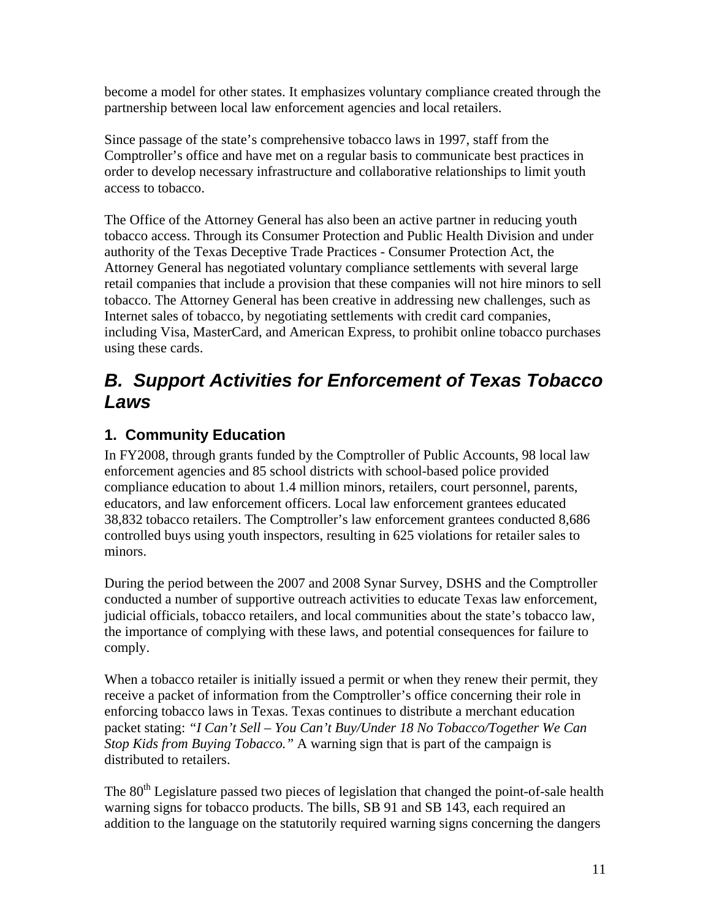become a model for other states. It emphasizes voluntary compliance created through the partnership between local law enforcement agencies and local retailers.

Since passage of the state's comprehensive tobacco laws in 1997, staff from the Comptroller's office and have met on a regular basis to communicate best practices in order to develop necessary infrastructure and collaborative relationships to limit youth access to tobacco.

The Office of the Attorney General has also been an active partner in reducing youth tobacco access. Through its Consumer Protection and Public Health Division and under authority of the Texas Deceptive Trade Practices - Consumer Protection Act, the Attorney General has negotiated voluntary compliance settlements with several large retail companies that include a provision that these companies will not hire minors to sell tobacco. The Attorney General has been creative in addressing new challenges, such as Internet sales of tobacco, by negotiating settlements with credit card companies, including Visa, MasterCard, and American Express, to prohibit online tobacco purchases using these cards.

## *B. Support Activities for Enforcement of Texas Tobacco Laws*

### 1. Community Education

In FY2008, through grants funded by the Comptroller of Public Accounts, 98 local law enforcement agencies and 85 school districts with school-based police provided compliance education to about 1.4 million minors, retailers, court personnel, parents, educators, and law enforcement officers. Local law enforcement grantees educated 38,832 tobacco retailers. The Comptroller's law enforcement grantees conducted 8,686 controlled buys using youth inspectors, resulting in 625 violations for retailer sales to minors.

During the period between the 2007 and 2008 Synar Survey, DSHS and the Comptroller conducted a number of supportive outreach activities to educate Texas law enforcement, judicial officials, tobacco retailers, and local communities about the state's tobacco law, the importance of complying with these laws, and potential consequences for failure to comply.

When a tobacco retailer is initially issued a permit or when they renew their permit, they receive a packet of information from the Comptroller's office concerning their role in enforcing tobacco laws in Texas. Texas continues to distribute a merchant education packet stating: *"I Can't Sell – You Can't Buy/Under 18 No Tobacco/Together We Can Stop Kids from Buying Tobacco."* A warning sign that is part of the campaign is distributed to retailers.

The 80th Legislature passed two pieces of legislation that changed the point-of-sale health warning signs for tobacco products. The bills, SB 91 and SB 143, each required an addition to the language on the statutorily required warning signs concerning the dangers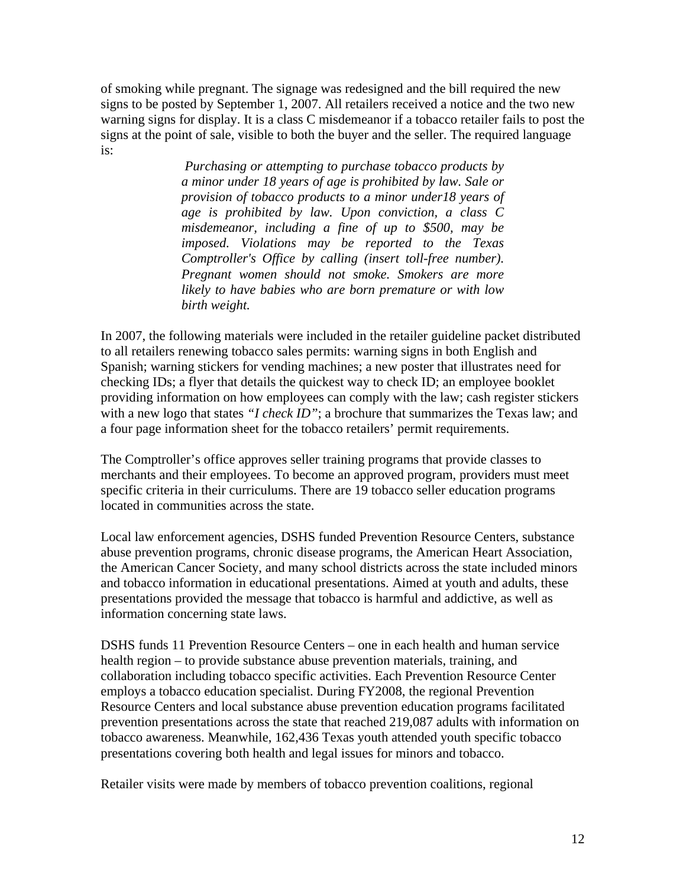of smoking while pregnant. The signage was redesigned and the bill required the new signs to be posted by September 1, 2007. All retailers received a notice and the two new warning signs for display. It is a class C misdemeanor if a tobacco retailer fails to post the signs at the point of sale, visible to both the buyer and the seller. The required language is:

> *Purchasing or attempting to purchase tobacco products by a minor under 18 years of age is prohibited by law. Sale or provision of tobacco products to a minor under18 years of age is prohibited by law. Upon conviction, a class C misdemeanor, including a fine of up to $500, may be imposed. Violations may be reported to the Texas Comptroller's Office by calling (insert toll-free number). Pregnant women should not smoke. Smokers are more likely to have babies who are born premature or with low birth weight.*

In 2007, the following materials were included in the retailer guideline packet distributed to all retailers renewing tobacco sales permits: warning signs in both English and Spanish; warning stickers for vending machines; a new poster that illustrates need for checking IDs; a flyer that details the quickest way to check ID; an employee booklet providing information on how employees can comply with the law; cash register stickers with a new logo that states *"I check ID"*; a brochure that summarizes the Texas law; and a four page information sheet for the tobacco retailers' permit requirements.

The Comptroller's office approves seller training programs that provide classes to merchants and their employees. To become an approved program, providers must meet specific criteria in their curriculums. There are 19 tobacco seller education programs located in communities across the state.

Local law enforcement agencies, DSHS funded Prevention Resource Centers, substance abuse prevention programs, chronic disease programs, the American Heart Association, the American Cancer Society, and many school districts across the state included minors and tobacco information in educational presentations. Aimed at youth and adults, these presentations provided the message that tobacco is harmful and addictive, as well as information concerning state laws.

DSHS funds 11 Prevention Resource Centers – one in each health and human service health region – to provide substance abuse prevention materials, training, and collaboration including tobacco specific activities. Each Prevention Resource Center employs a tobacco education specialist. During FY2008, the regional Prevention Resource Centers and local substance abuse prevention education programs facilitated prevention presentations across the state that reached 219,087 adults with information on tobacco awareness. Meanwhile, 162,436 Texas youth attended youth specific tobacco presentations covering both health and legal issues for minors and tobacco.

Retailer visits were made by members of tobacco prevention coalitions, regional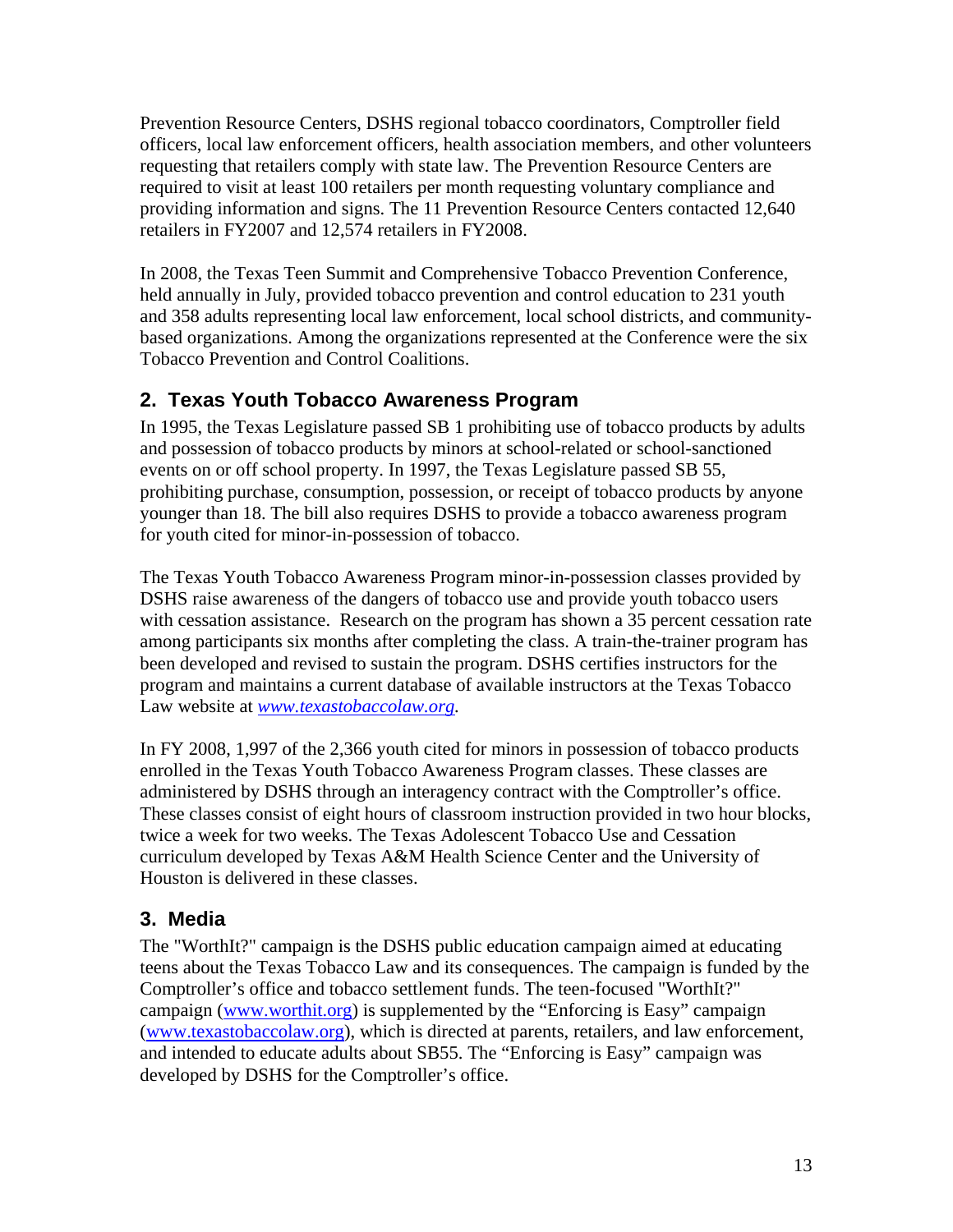Prevention Resource Centers, DSHS regional tobacco coordinators, Comptroller field officers, local law enforcement officers, health association members, and other volunteers requesting that retailers comply with state law. The Prevention Resource Centers are required to visit at least 100 retailers per month requesting voluntary compliance and providing information and signs. The 11 Prevention Resource Centers contacted 12,640 retailers in FY2007 and 12,574 retailers in FY2008.

In 2008, the Texas Teen Summit and Comprehensive Tobacco Prevention Conference, held annually in July, provided tobacco prevention and control education to 231 youth and 358 adults representing local law enforcement, local school districts, and community-based organizations. Among the organizations represented at the Conference were the six Tobacco Prevention and Control Coalitions.

## 2. Texas Youth Tobacco Awareness Program

In 1995, the Texas Legislature passed SB 1 prohibiting use of tobacco products by adults and possession of tobacco products by minors at school-related or school-sanctioned events on or off school property. In 1997, the Texas Legislature passed SB 55, prohibiting purchase, consumption, possession, or receipt of tobacco products by anyone younger than 18. The bill also requires DSHS to provide a tobacco awareness program for youth cited for minor-in-possession of tobacco.

The Texas Youth Tobacco Awareness Program minor-in-possession classes provided by DSHS raise awareness of the dangers of tobacco use and provide youth tobacco users with cessation assistance. Research on the program has shown a 35 percent cessation rate among participants six months after completing the class. A train-the-trainer program has been developed and revised to sustain the program. DSHS certifies instructors for the program and maintains a current database of available instructors at the Texas Tobacco Law website at *www.texastobaccolaw.org*.

In FY 2008, 1,997 of the 2,366 youth cited for minors in possession of tobacco products enrolled in the Texas Youth Tobacco Awareness Program classes. These classes are administered by DSHS through an interagency contract with the Comptroller's office. These classes consist of eight hours of classroom instruction provided in two hour blocks, twice a week for two weeks. The Texas Adolescent Tobacco Use and Cessation curriculum developed by Texas A&M Health Science Center and the University of Houston is delivered in these classes.

## 3. Media

The "WorthIt?" campaign is the DSHS public education campaign aimed at educating teens about the Texas Tobacco Law and its consequences. The campaign is funded by the Comptroller's office and tobacco settlement funds. The teen-focused "WorthIt?" campaign (www.worthit.org) is supplemented by the "Enforcing is Easy" campaign (www.texastobaccolaw.org), which is directed at parents, retailers, and law enforcement, and intended to educate adults about SB55. The "Enforcing is Easy" campaign was developed by DSHS for the Comptroller's office.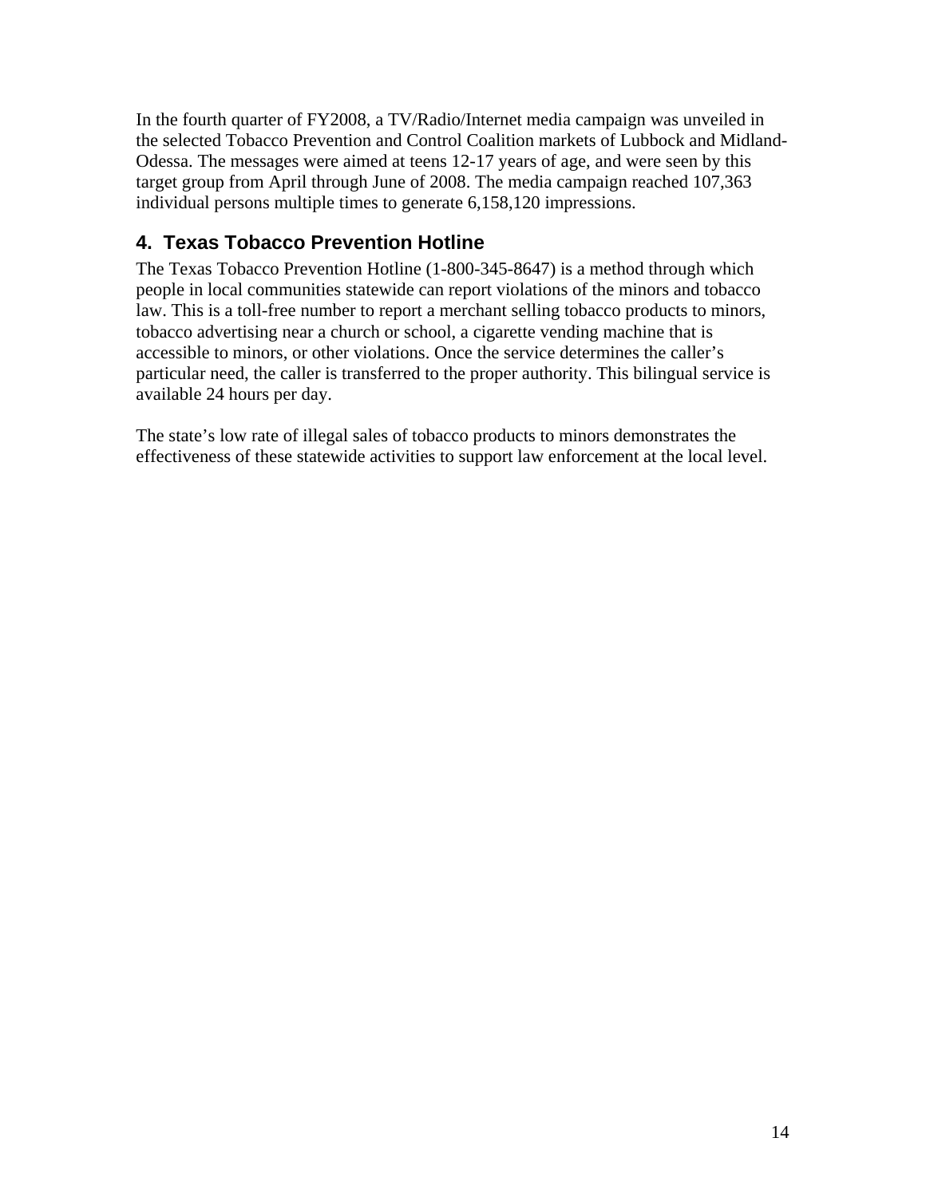In the fourth quarter of FY2008, a TV/Radio/Internet media campaign was unveiled in the selected Tobacco Prevention and Control Coalition markets of Lubbock and Midland-Odessa. The messages were aimed at teens 12-17 years of age, and were seen by this target group from April through June of 2008. The media campaign reached 107,363 individual persons multiple times to generate 6,158,120 impressions.

## 4. Texas Tobacco Prevention Hotline

The Texas Tobacco Prevention Hotline (1-800-345-8647) is a method through which people in local communities statewide can report violations of the minors and tobacco law. This is a toll-free number to report a merchant selling tobacco products to minors, tobacco advertising near a church or school, a cigarette vending machine that is accessible to minors, or other violations. Once the service determines the caller's particular need, the caller is transferred to the proper authority. This bilingual service is available 24 hours per day.

The state's low rate of illegal sales of tobacco products to minors demonstrates the effectiveness of these statewide activities to support law enforcement at the local level.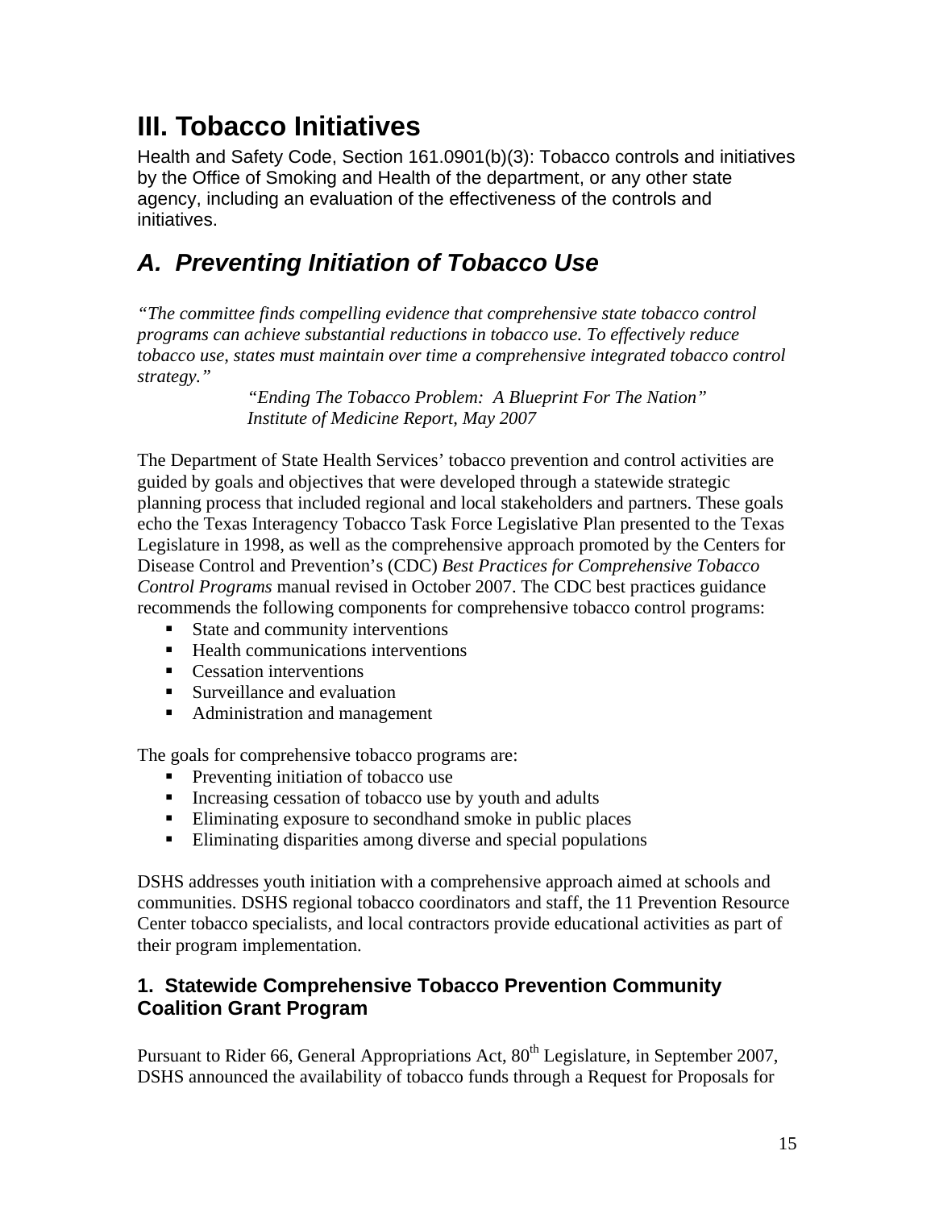# III. Tobacco Initiatives

Health and Safety Code, Section 161.0901(b)(3): Tobacco controls and initiatives by the Office of Smoking and Health of the department, or any other state agency, including an evaluation of the effectiveness of the controls and initiatives.

## *A. Preventing Initiation of Tobacco Use*

*"The committee finds compelling evidence that comprehensive state tobacco control programs can achieve substantial reductions in tobacco use. To effectively reduce tobacco use, states must maintain over time a comprehensive integrated tobacco control strategy."*

> *"Ending The Tobacco Problem: A Blueprint For The Nation"*
> *Institute of Medicine Report, May 2007*

The Department of State Health Services' tobacco prevention and control activities are guided by goals and objectives that were developed through a statewide strategic planning process that included regional and local stakeholders and partners. These goals echo the Texas Interagency Tobacco Task Force Legislative Plan presented to the Texas Legislature in 1998, as well as the comprehensive approach promoted by the Centers for Disease Control and Prevention's (CDC) *Best Practices for Comprehensive Tobacco Control Programs* manual revised in October 2007. The CDC best practices guidance recommends the following components for comprehensive tobacco control programs:

- State and community interventions
- Health communications interventions
- Cessation interventions
- Surveillance and evaluation
- Administration and management

The goals for comprehensive tobacco programs are:

- Preventing initiation of tobacco use
- Increasing cessation of tobacco use by youth and adults
- Eliminating exposure to secondhand smoke in public places
- Eliminating disparities among diverse and special populations

DSHS addresses youth initiation with a comprehensive approach aimed at schools and communities. DSHS regional tobacco coordinators and staff, the 11 Prevention Resource Center tobacco specialists, and local contractors provide educational activities as part of their program implementation.

### 1. Statewide Comprehensive Tobacco Prevention Community Coalition Grant Program

Pursuant to Rider 66, General Appropriations Act, 80th Legislature, in September 2007, DSHS announced the availability of tobacco funds through a Request for Proposals for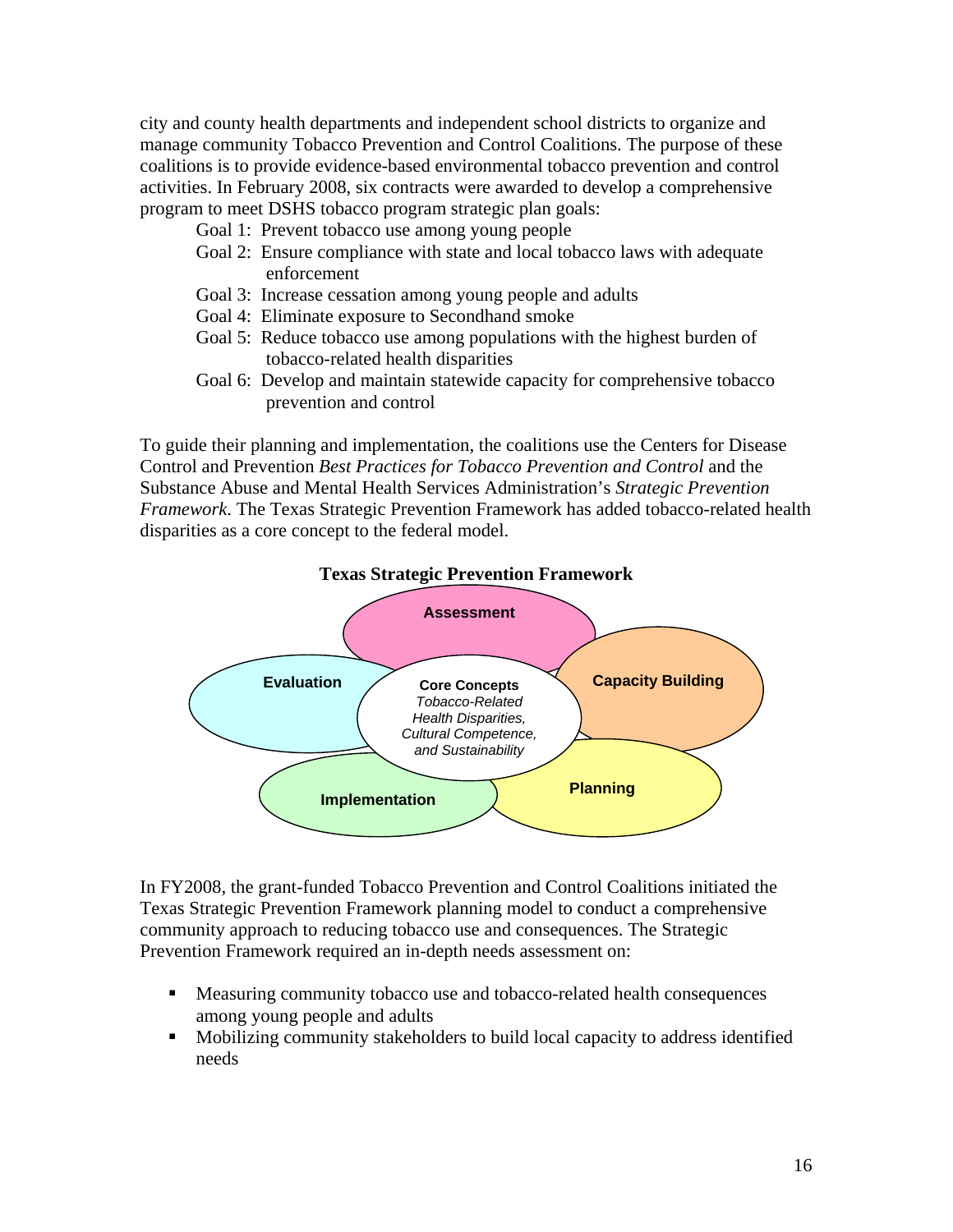city and county health departments and independent school districts to organize and manage community Tobacco Prevention and Control Coalitions. The purpose of these coalitions is to provide evidence-based environmental tobacco prevention and control activities. In February 2008, six contracts were awarded to develop a comprehensive program to meet DSHS tobacco program strategic plan goals:

- Goal 1: Prevent tobacco use among young people
- Goal 2: Ensure compliance with state and local tobacco laws with adequate enforcement
- Goal 3: Increase cessation among young people and adults
- Goal 4: Eliminate exposure to Secondhand smoke
- Goal 5: Reduce tobacco use among populations with the highest burden of tobacco-related health disparities
- Goal 6: Develop and maintain statewide capacity for comprehensive tobacco prevention and control

To guide their planning and implementation, the coalitions use the Centers for Disease Control and Prevention *Best Practices for Tobacco Prevention and Control* and the Substance Abuse and Mental Health Services Administration's *Strategic Prevention Framework*. The Texas Strategic Prevention Framework has added tobacco-related health disparities as a core concept to the federal model.

**Texas Strategic Prevention Framework**

- **Assessment**
- **Capacity Building**
- **Planning**
- **Implementation**
- **Evaluation**
- **Core Concepts**: *Tobacco-Related Health Disparities, Cultural Competence, and Sustainability*

In FY2008, the grant-funded Tobacco Prevention and Control Coalitions initiated the Texas Strategic Prevention Framework planning model to conduct a comprehensive community approach to reducing tobacco use and consequences. The Strategic Prevention Framework required an in-depth needs assessment on:

- Measuring community tobacco use and tobacco-related health consequences among young people and adults
- Mobilizing community stakeholders to build local capacity to address identified needs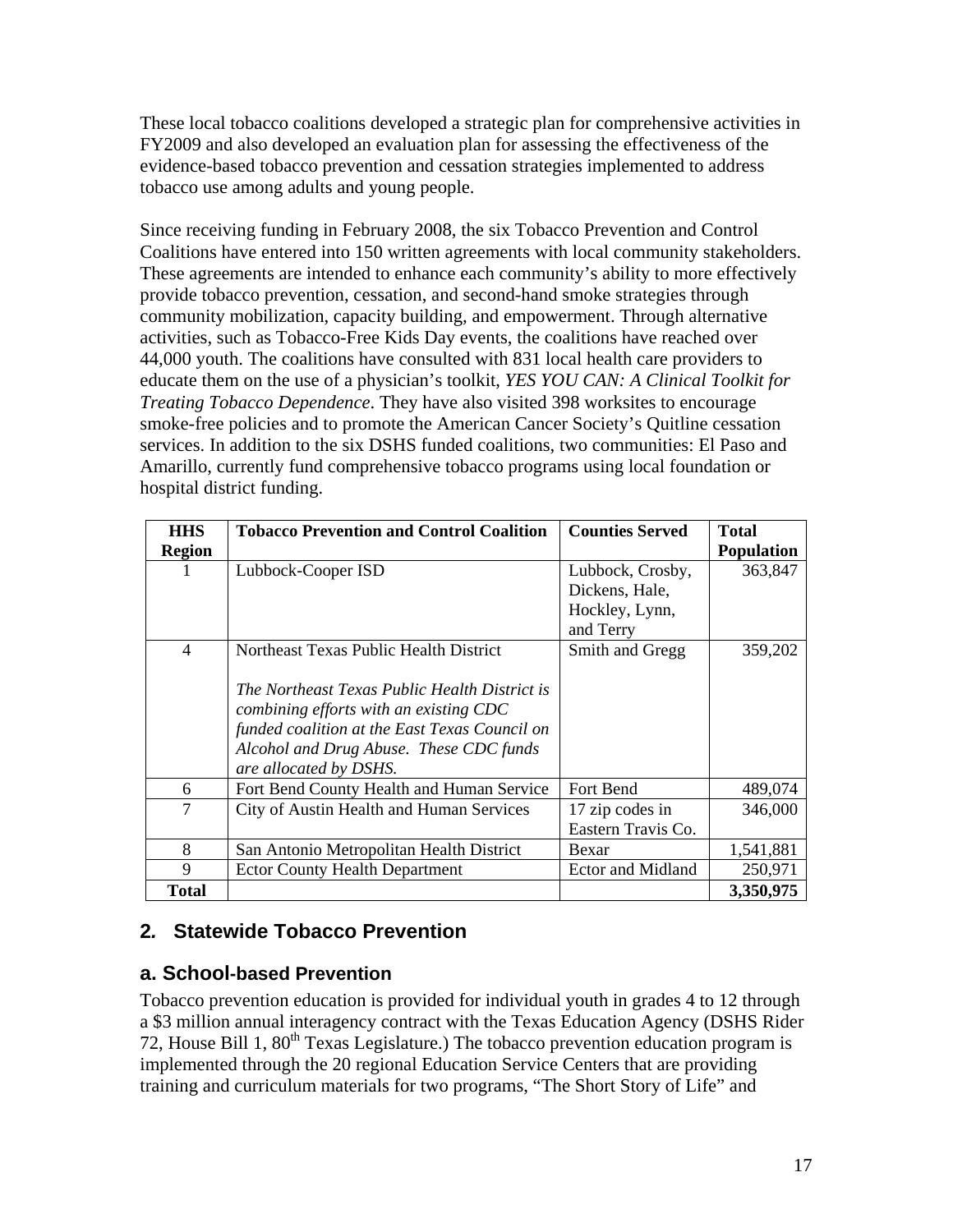These local tobacco coalitions developed a strategic plan for comprehensive activities in FY2009 and also developed an evaluation plan for assessing the effectiveness of the evidence-based tobacco prevention and cessation strategies implemented to address tobacco use among adults and young people.

Since receiving funding in February 2008, the six Tobacco Prevention and Control Coalitions have entered into 150 written agreements with local community stakeholders. These agreements are intended to enhance each community's ability to more effectively provide tobacco prevention, cessation, and second-hand smoke strategies through community mobilization, capacity building, and empowerment. Through alternative activities, such as Tobacco-Free Kids Day events, the coalitions have reached over 44,000 youth. The coalitions have consulted with 831 local health care providers to educate them on the use of a physician's toolkit, *YES YOU CAN: A Clinical Toolkit for Treating Tobacco Dependence*. They have also visited 398 worksites to encourage smoke-free policies and to promote the American Cancer Society's Quitline cessation services. In addition to the six DSHS funded coalitions, two communities: El Paso and Amarillo, currently fund comprehensive tobacco programs using local foundation or hospital district funding.

| HHS Region | Tobacco Prevention and Control Coalition | Counties Served | Total Population |
|---|---|---|---|
| 1 | Lubbock-Cooper ISD | Lubbock, Crosby, Dickens, Hale, Hockley, Lynn, and Terry | 363,847 |
| 4 | Northeast Texas Public Health District<br><br>*The Northeast Texas Public Health District is combining efforts with an existing CDC funded coalition at the East Texas Council on Alcohol and Drug Abuse. These CDC funds are allocated by DSHS.* | Smith and Gregg | 359,202 |
| 6 | Fort Bend County Health and Human Service | Fort Bend | 489,074 |
| 7 | City of Austin Health and Human Services | 17 zip codes in Eastern Travis Co. | 346,000 |
| 8 | San Antonio Metropolitan Health District | Bexar | 1,541,881 |
| 9 | Ector County Health Department | Ector and Midland | 250,971 |
| **Total** | | | **3,350,975** |

## 2. Statewide Tobacco Prevention

### a. School-based Prevention

Tobacco prevention education is provided for individual youth in grades 4 to 12 through a \$3 million annual interagency contract with the Texas Education Agency (DSHS Rider 72, House Bill 1, 80th Texas Legislature.) The tobacco prevention education program is implemented through the 20 regional Education Service Centers that are providing training and curriculum materials for two programs, "The Short Story of Life" and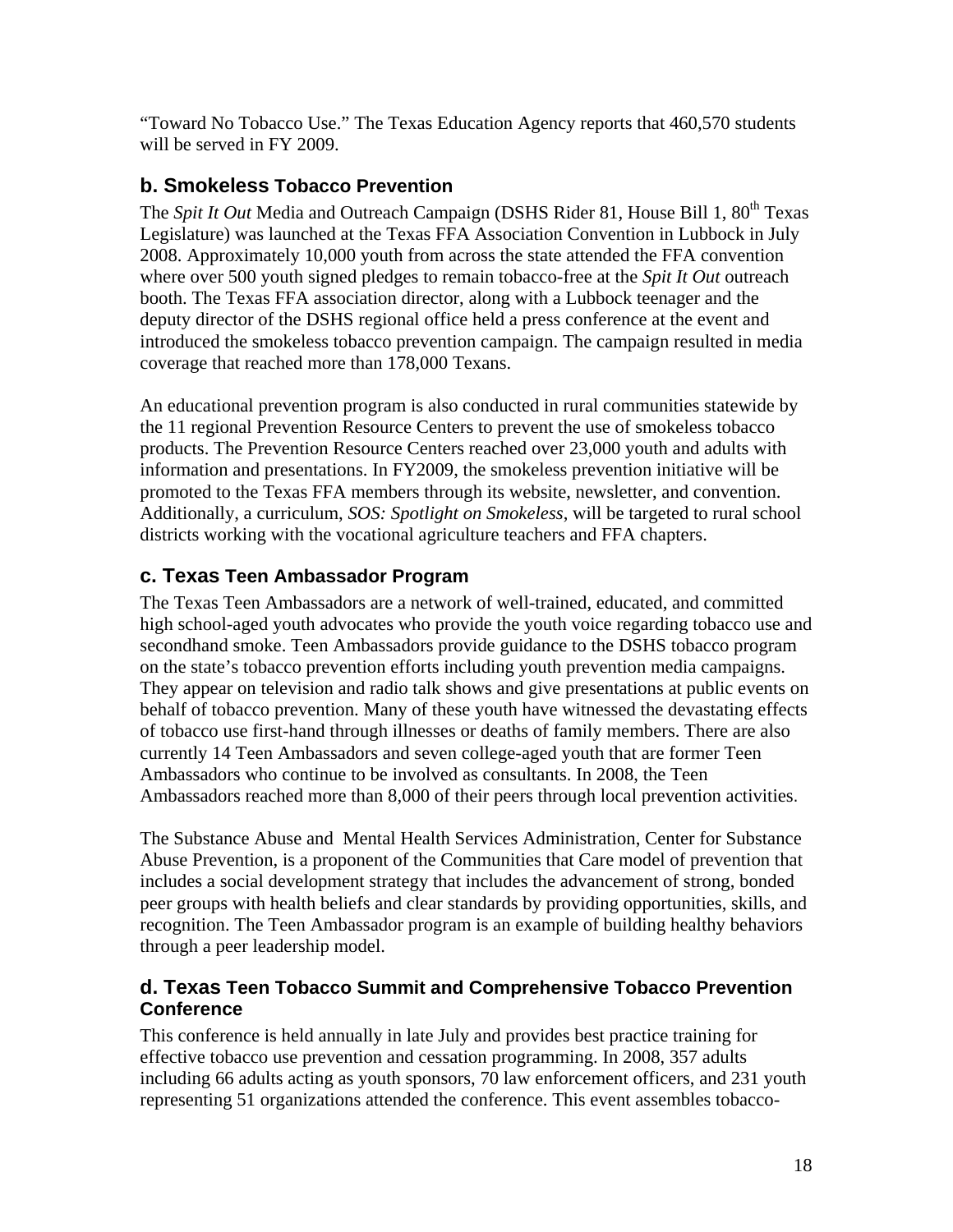"Toward No Tobacco Use." The Texas Education Agency reports that 460,570 students will be served in FY 2009.

### b. Smokeless Tobacco Prevention

The *Spit It Out* Media and Outreach Campaign (DSHS Rider 81, House Bill 1, 80th Texas Legislature) was launched at the Texas FFA Association Convention in Lubbock in July 2008. Approximately 10,000 youth from across the state attended the FFA convention where over 500 youth signed pledges to remain tobacco-free at the *Spit It Out* outreach booth. The Texas FFA association director, along with a Lubbock teenager and the deputy director of the DSHS regional office held a press conference at the event and introduced the smokeless tobacco prevention campaign. The campaign resulted in media coverage that reached more than 178,000 Texans.

An educational prevention program is also conducted in rural communities statewide by the 11 regional Prevention Resource Centers to prevent the use of smokeless tobacco products. The Prevention Resource Centers reached over 23,000 youth and adults with information and presentations. In FY2009, the smokeless prevention initiative will be promoted to the Texas FFA members through its website, newsletter, and convention. Additionally, a curriculum, *SOS: Spotlight on Smokeless*, will be targeted to rural school districts working with the vocational agriculture teachers and FFA chapters.

### c. Texas Teen Ambassador Program

The Texas Teen Ambassadors are a network of well-trained, educated, and committed high school-aged youth advocates who provide the youth voice regarding tobacco use and secondhand smoke. Teen Ambassadors provide guidance to the DSHS tobacco program on the state's tobacco prevention efforts including youth prevention media campaigns. They appear on television and radio talk shows and give presentations at public events on behalf of tobacco prevention. Many of these youth have witnessed the devastating effects of tobacco use first-hand through illnesses or deaths of family members. There are also currently 14 Teen Ambassadors and seven college-aged youth that are former Teen Ambassadors who continue to be involved as consultants. In 2008, the Teen Ambassadors reached more than 8,000 of their peers through local prevention activities.

The Substance Abuse and Mental Health Services Administration, Center for Substance Abuse Prevention, is a proponent of the Communities that Care model of prevention that includes a social development strategy that includes the advancement of strong, bonded peer groups with health beliefs and clear standards by providing opportunities, skills, and recognition. The Teen Ambassador program is an example of building healthy behaviors through a peer leadership model.

### d. Texas Teen Tobacco Summit and Comprehensive Tobacco Prevention Conference

This conference is held annually in late July and provides best practice training for effective tobacco use prevention and cessation programming. In 2008, 357 adults including 66 adults acting as youth sponsors, 70 law enforcement officers, and 231 youth representing 51 organizations attended the conference. This event assembles tobacco-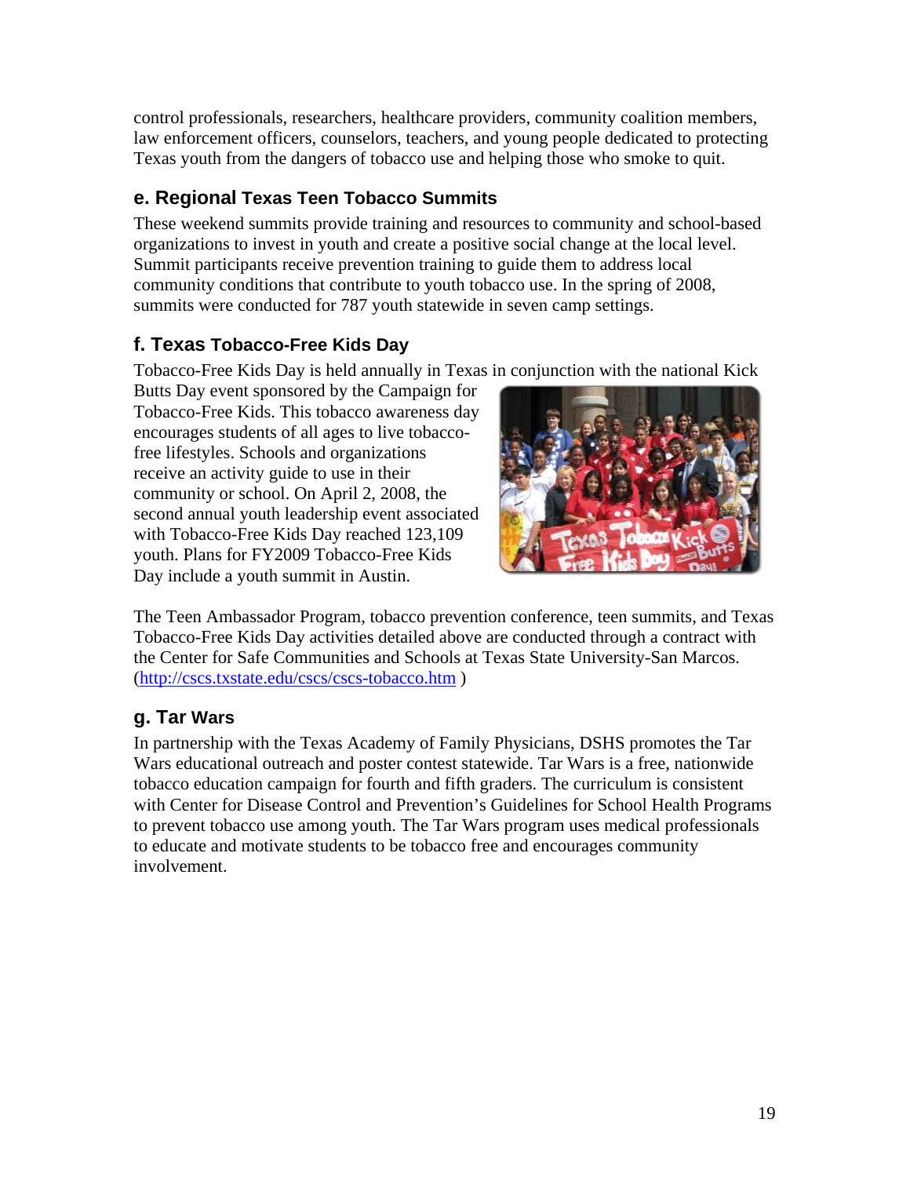control professionals, researchers, healthcare providers, community coalition members, law enforcement officers, counselors, teachers, and young people dedicated to protecting Texas youth from the dangers of tobacco use and helping those who smoke to quit.

### e. Regional Texas Teen Tobacco Summits

These weekend summits provide training and resources to community and school-based organizations to invest in youth and create a positive social change at the local level. Summit participants receive prevention training to guide them to address local community conditions that contribute to youth tobacco use. In the spring of 2008, summits were conducted for 787 youth statewide in seven camp settings.

### f. Texas Tobacco-Free Kids Day

Tobacco-Free Kids Day is held annually in Texas in conjunction with the national Kick Butts Day event sponsored by the Campaign for Tobacco-Free Kids. This tobacco awareness day encourages students of all ages to live tobacco-free lifestyles. Schools and organizations receive an activity guide to use in their community or school. On April 2, 2008, the second annual youth leadership event associated with Tobacco-Free Kids Day reached 123,109 youth. Plans for FY2009 Tobacco-Free Kids Day include a youth summit in Austin.

The Teen Ambassador Program, tobacco prevention conference, teen summits, and Texas Tobacco-Free Kids Day activities detailed above are conducted through a contract with the Center for Safe Communities and Schools at Texas State University-San Marcos. (http://cscs.txstate.edu/cscs/cscs-tobacco.htm )

### g. Tar Wars

In partnership with the Texas Academy of Family Physicians, DSHS promotes the Tar Wars educational outreach and poster contest statewide. Tar Wars is a free, nationwide tobacco education campaign for fourth and fifth graders. The curriculum is consistent with Center for Disease Control and Prevention's Guidelines for School Health Programs to prevent tobacco use among youth. The Tar Wars program uses medical professionals to educate and motivate students to be tobacco free and encourages community involvement.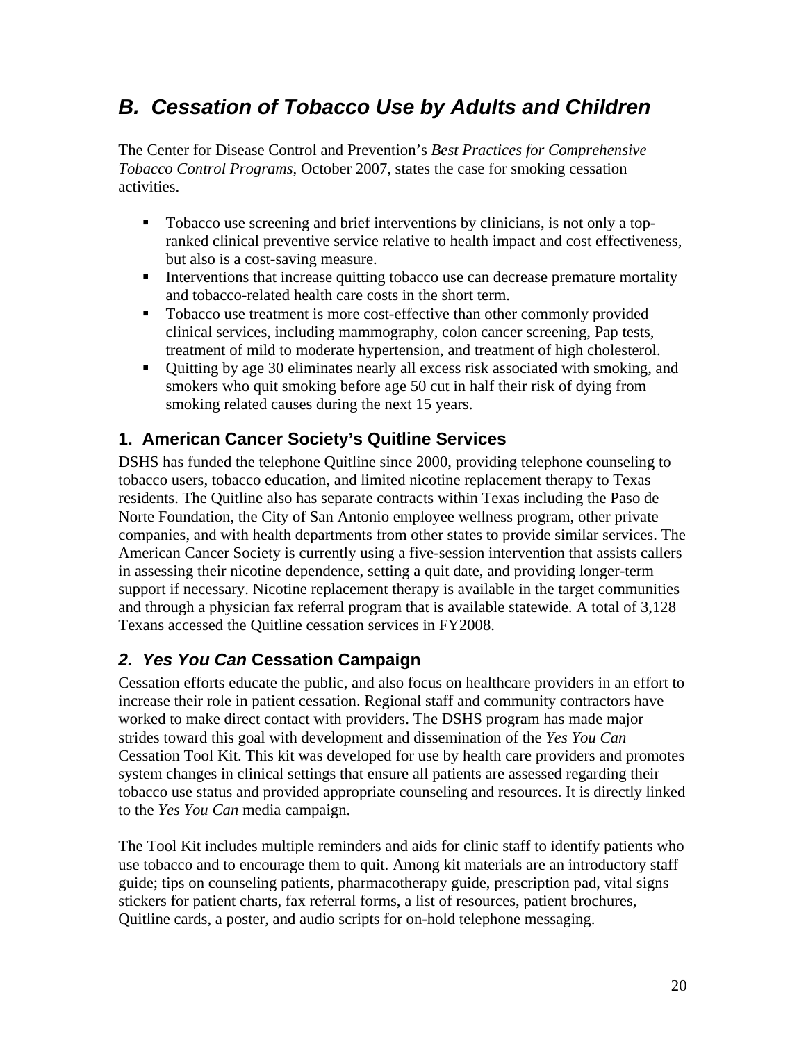## *B. Cessation of Tobacco Use by Adults and Children*

The Center for Disease Control and Prevention's *Best Practices for Comprehensive Tobacco Control Programs*, October 2007, states the case for smoking cessation activities.

- Tobacco use screening and brief interventions by clinicians, is not only a top-ranked clinical preventive service relative to health impact and cost effectiveness, but also is a cost-saving measure.
- Interventions that increase quitting tobacco use can decrease premature mortality and tobacco-related health care costs in the short term.
- Tobacco use treatment is more cost-effective than other commonly provided clinical services, including mammography, colon cancer screening, Pap tests, treatment of mild to moderate hypertension, and treatment of high cholesterol.
- Quitting by age 30 eliminates nearly all excess risk associated with smoking, and smokers who quit smoking before age 50 cut in half their risk of dying from smoking related causes during the next 15 years.

### 1. American Cancer Society's Quitline Services

DSHS has funded the telephone Quitline since 2000, providing telephone counseling to tobacco users, tobacco education, and limited nicotine replacement therapy to Texas residents. The Quitline also has separate contracts within Texas including the Paso de Norte Foundation, the City of San Antonio employee wellness program, other private companies, and with health departments from other states to provide similar services. The American Cancer Society is currently using a five-session intervention that assists callers in assessing their nicotine dependence, setting a quit date, and providing longer-term support if necessary. Nicotine replacement therapy is available in the target communities and through a physician fax referral program that is available statewide. A total of 3,128 Texans accessed the Quitline cessation services in FY2008.

### 2. *Yes You Can* Cessation Campaign

Cessation efforts educate the public, and also focus on healthcare providers in an effort to increase their role in patient cessation. Regional staff and community contractors have worked to make direct contact with providers. The DSHS program has made major strides toward this goal with development and dissemination of the *Yes You Can* Cessation Tool Kit. This kit was developed for use by health care providers and promotes system changes in clinical settings that ensure all patients are assessed regarding their tobacco use status and provided appropriate counseling and resources. It is directly linked to the *Yes You Can* media campaign.

The Tool Kit includes multiple reminders and aids for clinic staff to identify patients who use tobacco and to encourage them to quit. Among kit materials are an introductory staff guide; tips on counseling patients, pharmacotherapy guide, prescription pad, vital signs stickers for patient charts, fax referral forms, a list of resources, patient brochures, Quitline cards, a poster, and audio scripts for on-hold telephone messaging.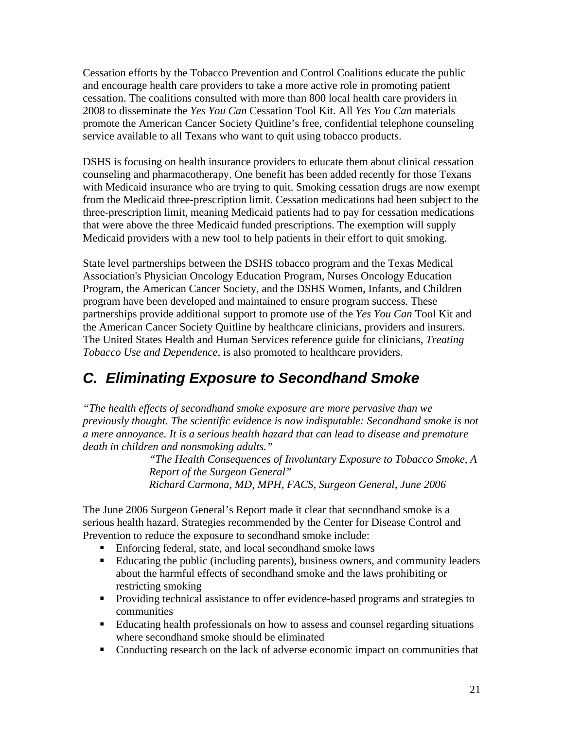Cessation efforts by the Tobacco Prevention and Control Coalitions educate the public and encourage health care providers to take a more active role in promoting patient cessation. The coalitions consulted with more than 800 local health care providers in 2008 to disseminate the *Yes You Can* Cessation Tool Kit. All *Yes You Can* materials promote the American Cancer Society Quitline's free, confidential telephone counseling service available to all Texans who want to quit using tobacco products.

DSHS is focusing on health insurance providers to educate them about clinical cessation counseling and pharmacotherapy. One benefit has been added recently for those Texans with Medicaid insurance who are trying to quit. Smoking cessation drugs are now exempt from the Medicaid three-prescription limit. Cessation medications had been subject to the three-prescription limit, meaning Medicaid patients had to pay for cessation medications that were above the three Medicaid funded prescriptions. The exemption will supply Medicaid providers with a new tool to help patients in their effort to quit smoking.

State level partnerships between the DSHS tobacco program and the Texas Medical Association's Physician Oncology Education Program, Nurses Oncology Education Program, the American Cancer Society, and the DSHS Women, Infants, and Children program have been developed and maintained to ensure program success. These partnerships provide additional support to promote use of the *Yes You Can* Tool Kit and the American Cancer Society Quitline by healthcare clinicians, providers and insurers. The United States Health and Human Services reference guide for clinicians, *Treating Tobacco Use and Dependence*, is also promoted to healthcare providers.

## C. Eliminating Exposure to Secondhand Smoke

*"The health effects of secondhand smoke exposure are more pervasive than we previously thought. The scientific evidence is now indisputable: Secondhand smoke is not a mere annoyance. It is a serious health hazard that can lead to disease and premature death in children and nonsmoking adults."*

> *"The Health Consequences of Involuntary Exposure to Tobacco Smoke, A Report of the Surgeon General"*
> *Richard Carmona, MD, MPH, FACS, Surgeon General, June 2006*

The June 2006 Surgeon General's Report made it clear that secondhand smoke is a serious health hazard. Strategies recommended by the Center for Disease Control and Prevention to reduce the exposure to secondhand smoke include:

- Enforcing federal, state, and local secondhand smoke laws
- Educating the public (including parents), business owners, and community leaders about the harmful effects of secondhand smoke and the laws prohibiting or restricting smoking
- Providing technical assistance to offer evidence-based programs and strategies to communities
- Educating health professionals on how to assess and counsel regarding situations where secondhand smoke should be eliminated
- Conducting research on the lack of adverse economic impact on communities that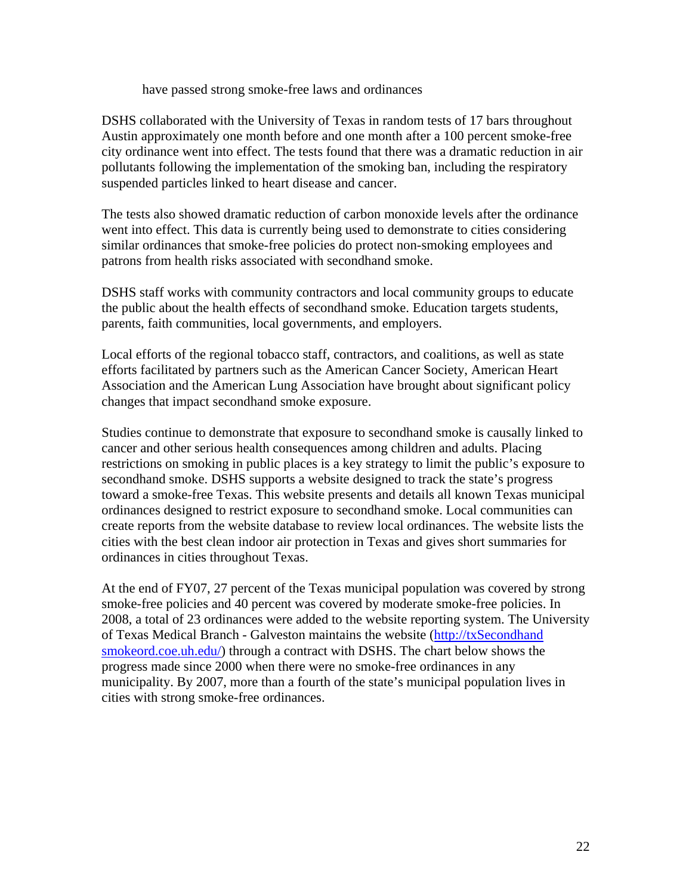have passed strong smoke-free laws and ordinances

DSHS collaborated with the University of Texas in random tests of 17 bars throughout Austin approximately one month before and one month after a 100 percent smoke-free city ordinance went into effect. The tests found that there was a dramatic reduction in air pollutants following the implementation of the smoking ban, including the respiratory suspended particles linked to heart disease and cancer.

The tests also showed dramatic reduction of carbon monoxide levels after the ordinance went into effect. This data is currently being used to demonstrate to cities considering similar ordinances that smoke-free policies do protect non-smoking employees and patrons from health risks associated with secondhand smoke.

DSHS staff works with community contractors and local community groups to educate the public about the health effects of secondhand smoke. Education targets students, parents, faith communities, local governments, and employers.

Local efforts of the regional tobacco staff, contractors, and coalitions, as well as state efforts facilitated by partners such as the American Cancer Society, American Heart Association and the American Lung Association have brought about significant policy changes that impact secondhand smoke exposure.

Studies continue to demonstrate that exposure to secondhand smoke is causally linked to cancer and other serious health consequences among children and adults. Placing restrictions on smoking in public places is a key strategy to limit the public's exposure to secondhand smoke. DSHS supports a website designed to track the state's progress toward a smoke-free Texas. This website presents and details all known Texas municipal ordinances designed to restrict exposure to secondhand smoke. Local communities can create reports from the website database to review local ordinances. The website lists the cities with the best clean indoor air protection in Texas and gives short summaries for ordinances in cities throughout Texas.

At the end of FY07, 27 percent of the Texas municipal population was covered by strong smoke-free policies and 40 percent was covered by moderate smoke-free policies. In 2008, a total of 23 ordinances were added to the website reporting system. The University of Texas Medical Branch - Galveston maintains the website (http://txSecondhandsmokeord.coe.uh.edu/) through a contract with DSHS. The chart below shows the progress made since 2000 when there were no smoke-free ordinances in any municipality. By 2007, more than a fourth of the state's municipal population lives in cities with strong smoke-free ordinances.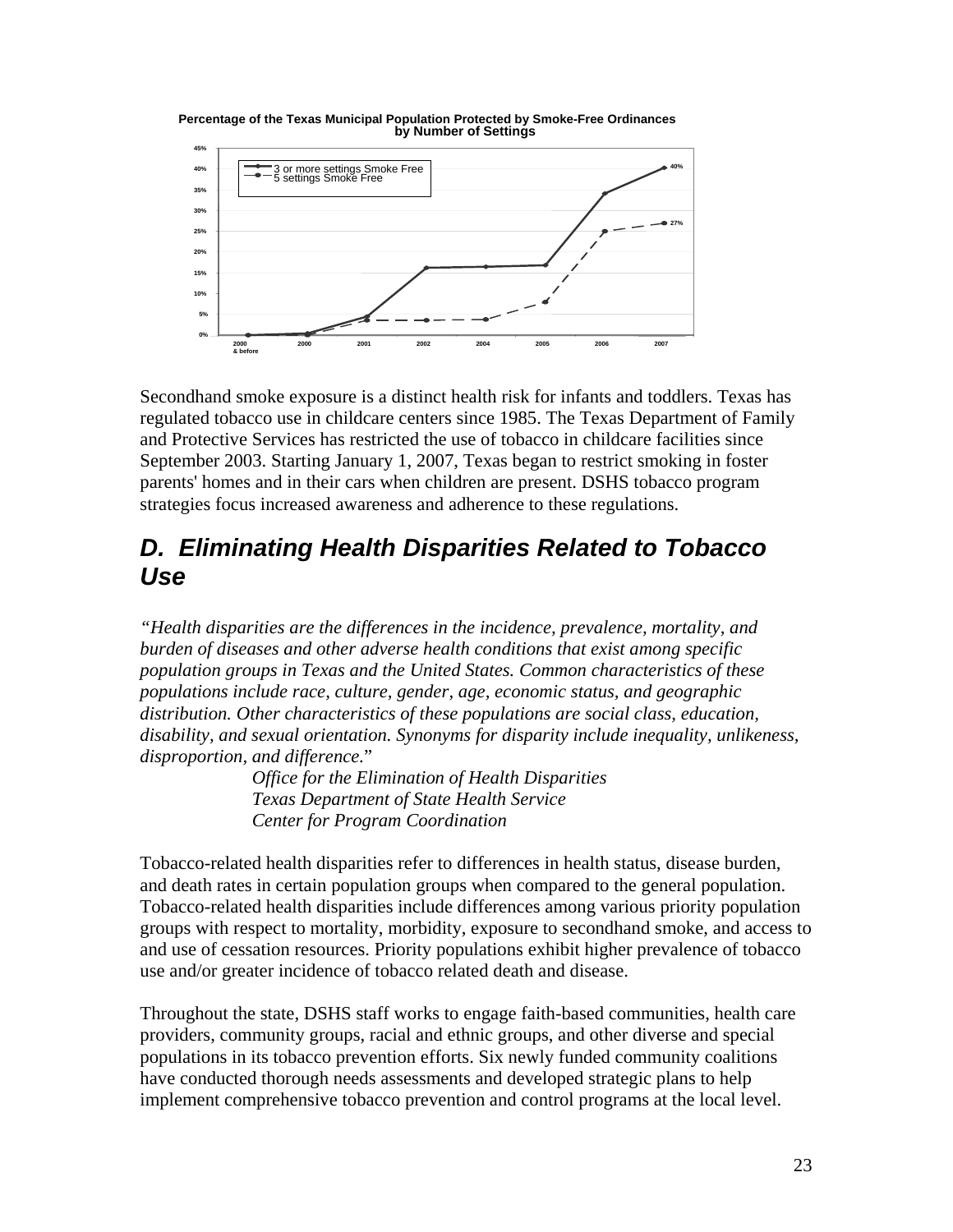**Percentage of the Texas Municipal Population Protected by Smoke-Free Ordinances by Number of Settings**

Secondhand smoke exposure is a distinct health risk for infants and toddlers. Texas has regulated tobacco use in childcare centers since 1985. The Texas Department of Family and Protective Services has restricted the use of tobacco in childcare facilities since September 2003. Starting January 1, 2007, Texas began to restrict smoking in foster parents' homes and in their cars when children are present. DSHS tobacco program strategies focus increased awareness and adherence to these regulations.

## *D. Eliminating Health Disparities Related to Tobacco Use*

*"Health disparities are the differences in the incidence, prevalence, mortality, and burden of diseases and other adverse health conditions that exist among specific population groups in Texas and the United States. Common characteristics of these populations include race, culture, gender, age, economic status, and geographic distribution. Other characteristics of these populations are social class, education, disability, and sexual orientation. Synonyms for disparity include inequality, unlikeness, disproportion, and difference.*"

*Office for the Elimination of Health Disparities*
*Texas Department of State Health Service*
*Center for Program Coordination*

Tobacco-related health disparities refer to differences in health status, disease burden, and death rates in certain population groups when compared to the general population. Tobacco-related health disparities include differences among various priority population groups with respect to mortality, morbidity, exposure to secondhand smoke, and access to and use of cessation resources. Priority populations exhibit higher prevalence of tobacco use and/or greater incidence of tobacco related death and disease.

Throughout the state, DSHS staff works to engage faith-based communities, health care providers, community groups, racial and ethnic groups, and other diverse and special populations in its tobacco prevention efforts. Six newly funded community coalitions have conducted thorough needs assessments and developed strategic plans to help implement comprehensive tobacco prevention and control programs at the local level.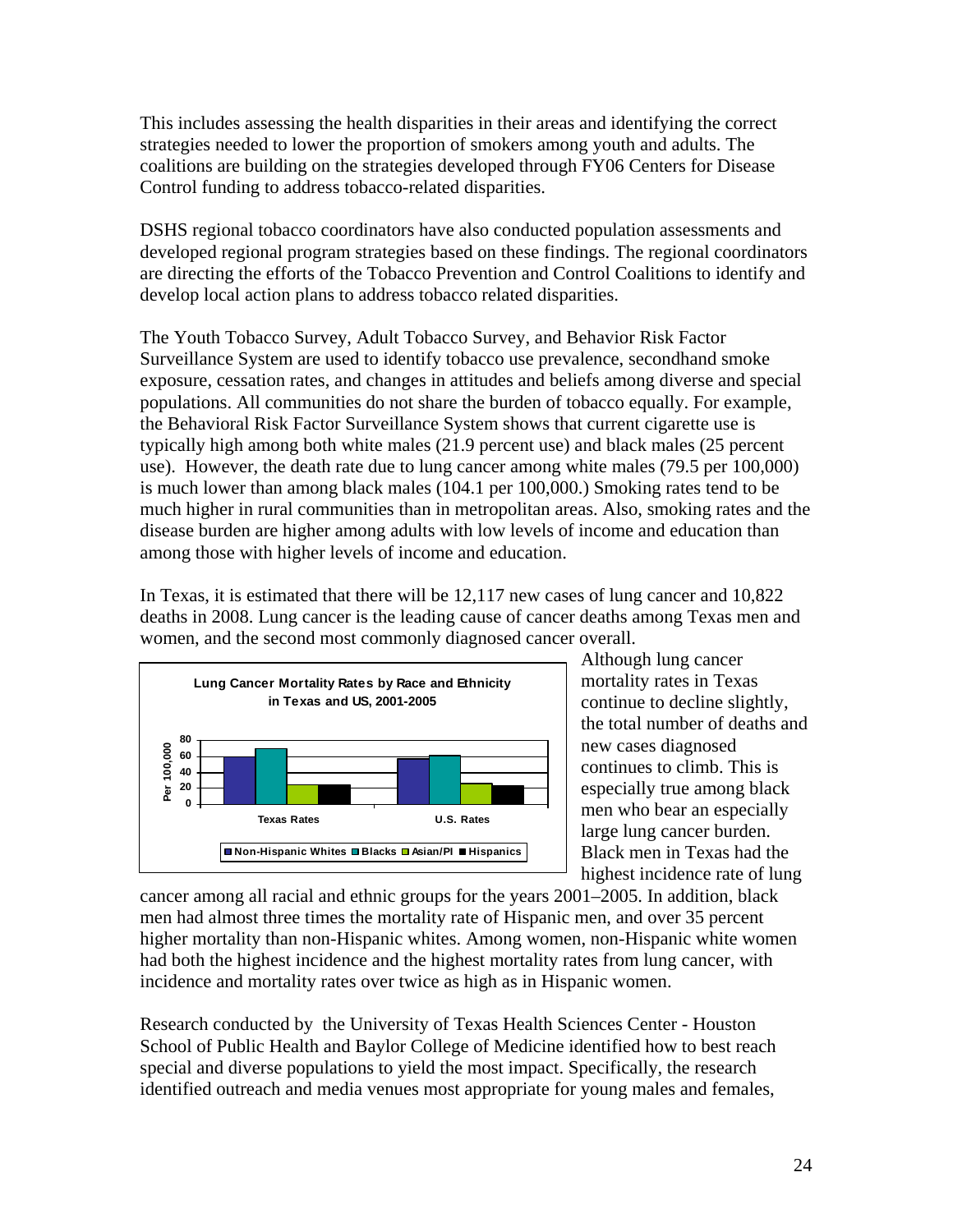This includes assessing the health disparities in their areas and identifying the correct strategies needed to lower the proportion of smokers among youth and adults. The coalitions are building on the strategies developed through FY06 Centers for Disease Control funding to address tobacco-related disparities.

DSHS regional tobacco coordinators have also conducted population assessments and developed regional program strategies based on these findings. The regional coordinators are directing the efforts of the Tobacco Prevention and Control Coalitions to identify and develop local action plans to address tobacco related disparities.

The Youth Tobacco Survey, Adult Tobacco Survey, and Behavior Risk Factor Surveillance System are used to identify tobacco use prevalence, secondhand smoke exposure, cessation rates, and changes in attitudes and beliefs among diverse and special populations. All communities do not share the burden of tobacco equally. For example, the Behavioral Risk Factor Surveillance System shows that current cigarette use is typically high among both white males (21.9 percent use) and black males (25 percent use). However, the death rate due to lung cancer among white males (79.5 per 100,000) is much lower than among black males (104.1 per 100,000.) Smoking rates tend to be much higher in rural communities than in metropolitan areas. Also, smoking rates and the disease burden are higher among adults with low levels of income and education than among those with higher levels of income and education.

In Texas, it is estimated that there will be 12,117 new cases of lung cancer and 10,822 deaths in 2008. Lung cancer is the leading cause of cancer deaths among Texas men and women, and the second most commonly diagnosed cancer overall.

**Lung Cancer Mortality Rates by Race and Ethnicity in Texas and US, 2001-2005**

Although lung cancer mortality rates in Texas continue to decline slightly, the total number of deaths and new cases diagnosed continues to climb. This is especially true among black men who bear an especially large lung cancer burden. Black men in Texas had the highest incidence rate of lung cancer among all racial and ethnic groups for the years 2001–2005. In addition, black men had almost three times the mortality rate of Hispanic men, and over 35 percent higher mortality than non-Hispanic whites. Among women, non-Hispanic white women had both the highest incidence and the highest mortality rates from lung cancer, with incidence and mortality rates over twice as high as in Hispanic women.

Research conducted by the University of Texas Health Sciences Center - Houston School of Public Health and Baylor College of Medicine identified how to best reach special and diverse populations to yield the most impact. Specifically, the research identified outreach and media venues most appropriate for young males and females,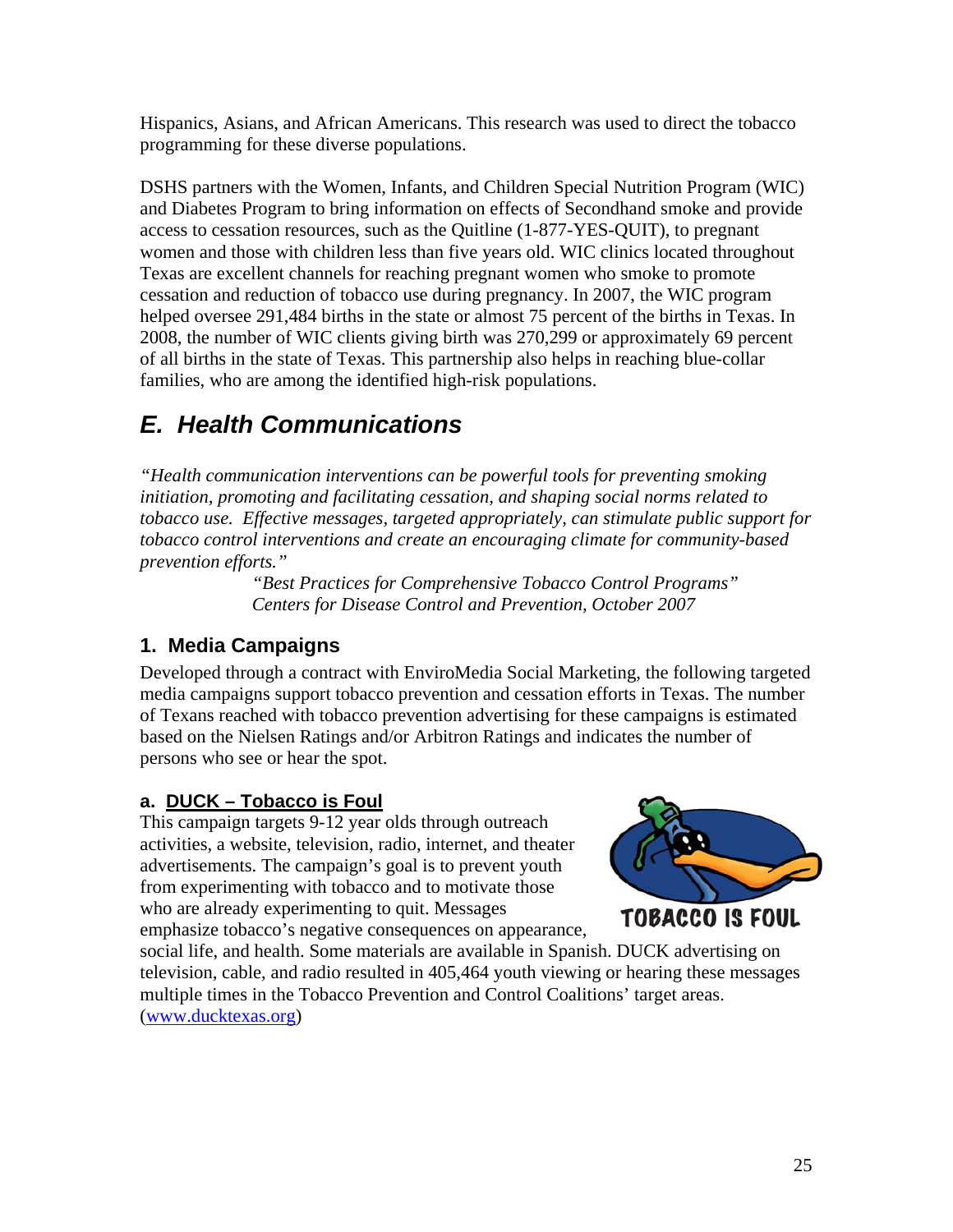Hispanics, Asians, and African Americans. This research was used to direct the tobacco programming for these diverse populations.

DSHS partners with the Women, Infants, and Children Special Nutrition Program (WIC) and Diabetes Program to bring information on effects of Secondhand smoke and provide access to cessation resources, such as the Quitline (1-877-YES-QUIT), to pregnant women and those with children less than five years old. WIC clinics located throughout Texas are excellent channels for reaching pregnant women who smoke to promote cessation and reduction of tobacco use during pregnancy. In 2007, the WIC program helped oversee 291,484 births in the state or almost 75 percent of the births in Texas. In 2008, the number of WIC clients giving birth was 270,299 or approximately 69 percent of all births in the state of Texas. This partnership also helps in reaching blue-collar families, who are among the identified high-risk populations.

## *E. Health Communications*

*"Health communication interventions can be powerful tools for preventing smoking initiation, promoting and facilitating cessation, and shaping social norms related to tobacco use. Effective messages, targeted appropriately, can stimulate public support for tobacco control interventions and create an encouraging climate for community-based prevention efforts."*

*"Best Practices for Comprehensive Tobacco Control Programs"*
*Centers for Disease Control and Prevention, October 2007*

### 1. Media Campaigns

Developed through a contract with EnviroMedia Social Marketing, the following targeted media campaigns support tobacco prevention and cessation efforts in Texas. The number of Texans reached with tobacco prevention advertising for these campaigns is estimated based on the Nielsen Ratings and/or Arbitron Ratings and indicates the number of persons who see or hear the spot.

#### a. DUCK – Tobacco is Foul

TOBACCO IS FOUL

This campaign targets 9-12 year olds through outreach activities, a website, television, radio, internet, and theater advertisements. The campaign's goal is to prevent youth from experimenting with tobacco and to motivate those who are already experimenting to quit. Messages emphasize tobacco's negative consequences on appearance, social life, and health. Some materials are available in Spanish. DUCK advertising on television, cable, and radio resulted in 405,464 youth viewing or hearing these messages multiple times in the Tobacco Prevention and Control Coalitions' target areas. (www.ducktexas.org)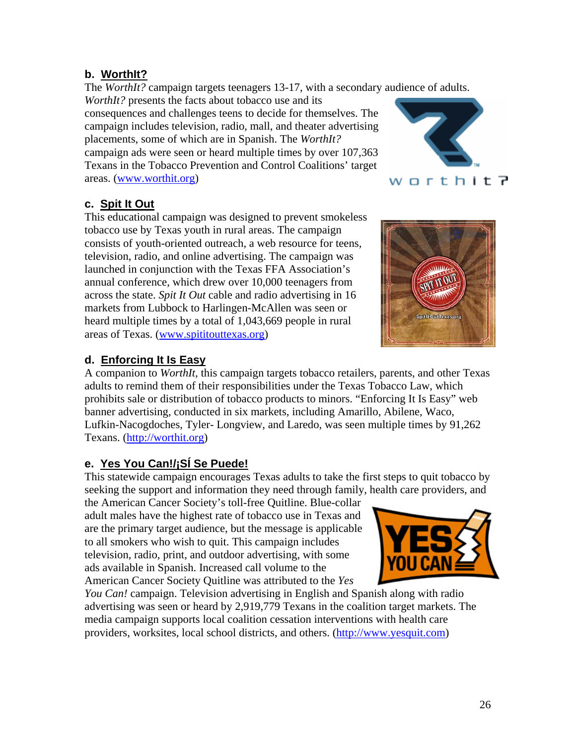### b. WorthIt?

The *WorthIt?* campaign targets teenagers 13-17, with a secondary audience of adults. *WorthIt?* presents the facts about tobacco use and its consequences and challenges teens to decide for themselves. The campaign includes television, radio, mall, and theater advertising placements, some of which are in Spanish. The *WorthIt?* campaign ads were seen or heard multiple times by over 107,363 Texans in the Tobacco Prevention and Control Coalitions' target areas. (www.worthit.org)

### c. Spit It Out

This educational campaign was designed to prevent smokeless tobacco use by Texas youth in rural areas. The campaign consists of youth-oriented outreach, a web resource for teens, television, radio, and online advertising. The campaign was launched in conjunction with the Texas FFA Association's annual conference, which drew over 10,000 teenagers from across the state. *Spit It Out* cable and radio advertising in 16 markets from Lubbock to Harlingen-McAllen was seen or heard multiple times by a total of 1,043,669 people in rural areas of Texas. (www.spititouttexas.org)

### d. Enforcing It Is Easy

A companion to *WorthIt,* this campaign targets tobacco retailers, parents, and other Texas adults to remind them of their responsibilities under the Texas Tobacco Law, which prohibits sale or distribution of tobacco products to minors. "Enforcing It Is Easy" web banner advertising, conducted in six markets, including Amarillo, Abilene, Waco, Lufkin-Nacogdoches, Tyler- Longview, and Laredo, was seen multiple times by 91,262 Texans. (http://worthit.org)

### e. Yes You Can!/¡SÍ Se Puede!

This statewide campaign encourages Texas adults to take the first steps to quit tobacco by seeking the support and information they need through family, health care providers, and the American Cancer Society's toll-free Quitline. Blue-collar adult males have the highest rate of tobacco use in Texas and are the primary target audience, but the message is applicable to all smokers who wish to quit. This campaign includes television, radio, print, and outdoor advertising, with some ads available in Spanish. Increased call volume to the American Cancer Society Quitline was attributed to the *Yes You Can!* campaign. Television advertising in English and Spanish along with radio advertising was seen or heard by 2,919,779 Texans in the coalition target markets. The media campaign supports local coalition cessation interventions with health care providers, worksites, local school districts, and others. (http://www.yesquit.com)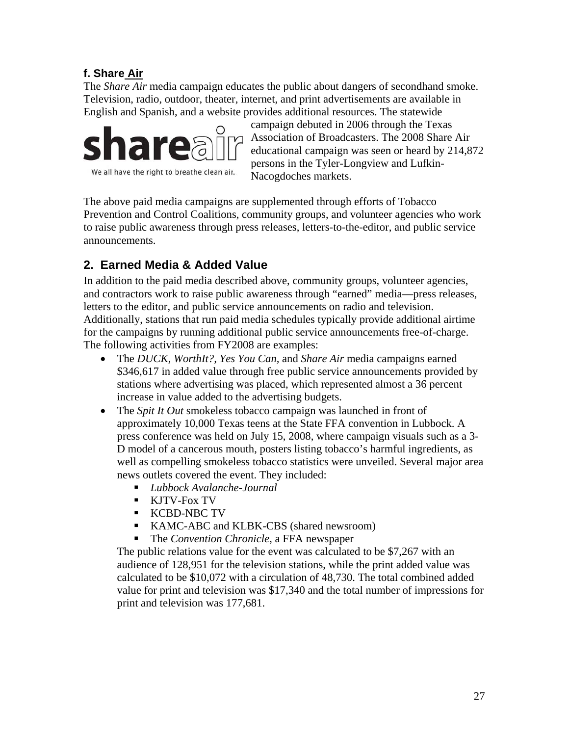### f. Share Air

The *Share Air* media campaign educates the public about dangers of secondhand smoke. Television, radio, outdoor, theater, internet, and print advertisements are available in English and Spanish, and a website provides additional resources. The statewide campaign debuted in 2006 through the Texas Association of Broadcasters. The 2008 Share Air educational campaign was seen or heard by 214,872 persons in the Tyler-Longview and Lufkin-Nacogdoches markets.

The above paid media campaigns are supplemented through efforts of Tobacco Prevention and Control Coalitions, community groups, and volunteer agencies who work to raise public awareness through press releases, letters-to-the-editor, and public service announcements.

## 2. Earned Media & Added Value

In addition to the paid media described above, community groups, volunteer agencies, and contractors work to raise public awareness through "earned" media—press releases, letters to the editor, and public service announcements on radio and television. Additionally, stations that run paid media schedules typically provide additional airtime for the campaigns by running additional public service announcements free-of-charge. The following activities from FY2008 are examples:

- The *DUCK, WorthIt?, Yes You Can,* and *Share Air* media campaigns earned $346,617 in added value through free public service announcements provided by stations where advertising was placed, which represented almost a 36 percent increase in value added to the advertising budgets.
- The *Spit It Out* smokeless tobacco campaign was launched in front of approximately 10,000 Texas teens at the State FFA convention in Lubbock. A press conference was held on July 15, 2008, where campaign visuals such as a 3-D model of a cancerous mouth, posters listing tobacco's harmful ingredients, as well as compelling smokeless tobacco statistics were unveiled. Several major area news outlets covered the event. They included:
  - *Lubbock Avalanche-Journal*
  - KJTV-Fox TV
  - KCBD-NBC TV
  - KAMC-ABC and KLBK-CBS (shared newsroom)
  - The *Convention Chronicle*, a FFA newspaper

  The public relations value for the event was calculated to be $7,267 with an audience of 128,951 for the television stations, while the print added value was calculated to be $10,072 with a circulation of 48,730. The total combined added value for print and television was $17,340 and the total number of impressions for print and television was 177,681.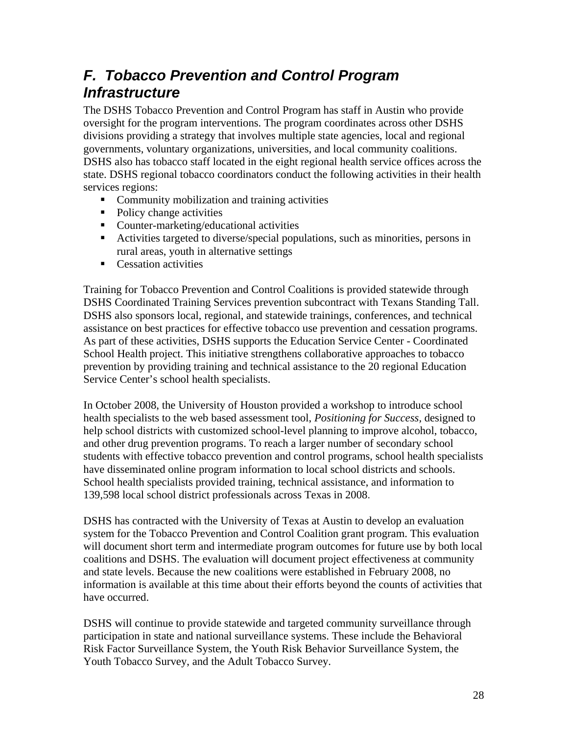## *F. Tobacco Prevention and Control Program Infrastructure*

The DSHS Tobacco Prevention and Control Program has staff in Austin who provide oversight for the program interventions. The program coordinates across other DSHS divisions providing a strategy that involves multiple state agencies, local and regional governments, voluntary organizations, universities, and local community coalitions. DSHS also has tobacco staff located in the eight regional health service offices across the state. DSHS regional tobacco coordinators conduct the following activities in their health services regions:

- Community mobilization and training activities
- Policy change activities
- Counter-marketing/educational activities
- Activities targeted to diverse/special populations, such as minorities, persons in rural areas, youth in alternative settings
- Cessation activities

Training for Tobacco Prevention and Control Coalitions is provided statewide through DSHS Coordinated Training Services prevention subcontract with Texans Standing Tall. DSHS also sponsors local, regional, and statewide trainings, conferences, and technical assistance on best practices for effective tobacco use prevention and cessation programs. As part of these activities, DSHS supports the Education Service Center - Coordinated School Health project. This initiative strengthens collaborative approaches to tobacco prevention by providing training and technical assistance to the 20 regional Education Service Center's school health specialists.

In October 2008, the University of Houston provided a workshop to introduce school health specialists to the web based assessment tool, *Positioning for Success*, designed to help school districts with customized school-level planning to improve alcohol, tobacco, and other drug prevention programs. To reach a larger number of secondary school students with effective tobacco prevention and control programs, school health specialists have disseminated online program information to local school districts and schools. School health specialists provided training, technical assistance, and information to 139,598 local school district professionals across Texas in 2008.

DSHS has contracted with the University of Texas at Austin to develop an evaluation system for the Tobacco Prevention and Control Coalition grant program. This evaluation will document short term and intermediate program outcomes for future use by both local coalitions and DSHS. The evaluation will document project effectiveness at community and state levels. Because the new coalitions were established in February 2008, no information is available at this time about their efforts beyond the counts of activities that have occurred.

DSHS will continue to provide statewide and targeted community surveillance through participation in state and national surveillance systems. These include the Behavioral Risk Factor Surveillance System, the Youth Risk Behavior Surveillance System, the Youth Tobacco Survey, and the Adult Tobacco Survey.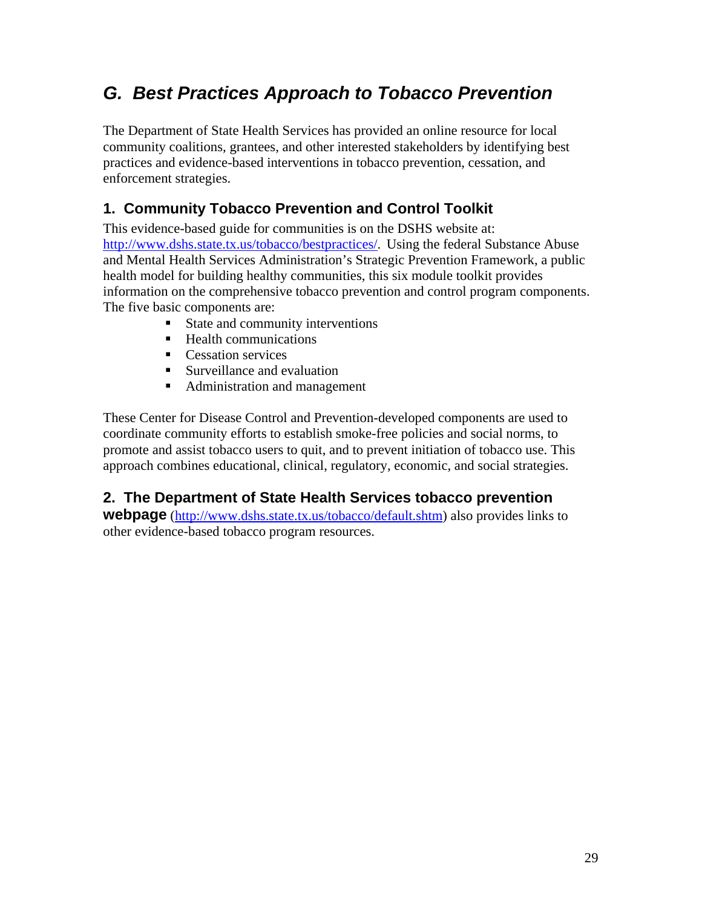## G. *Best Practices Approach to Tobacco Prevention*

The Department of State Health Services has provided an online resource for local community coalitions, grantees, and other interested stakeholders by identifying best practices and evidence-based interventions in tobacco prevention, cessation, and enforcement strategies.

### 1. Community Tobacco Prevention and Control Toolkit

This evidence-based guide for communities is on the DSHS website at: http://www.dshs.state.tx.us/tobacco/bestpractices/. Using the federal Substance Abuse and Mental Health Services Administration's Strategic Prevention Framework, a public health model for building healthy communities, this six module toolkit provides information on the comprehensive tobacco prevention and control program components. The five basic components are:

- State and community interventions
- Health communications
- Cessation services
- Surveillance and evaluation
- Administration and management

These Center for Disease Control and Prevention-developed components are used to coordinate community efforts to establish smoke-free policies and social norms, to promote and assist tobacco users to quit, and to prevent initiation of tobacco use. This approach combines educational, clinical, regulatory, economic, and social strategies.

### 2. The Department of State Health Services tobacco prevention webpage

(http://www.dshs.state.tx.us/tobacco/default.shtm) also provides links to other evidence-based tobacco program resources.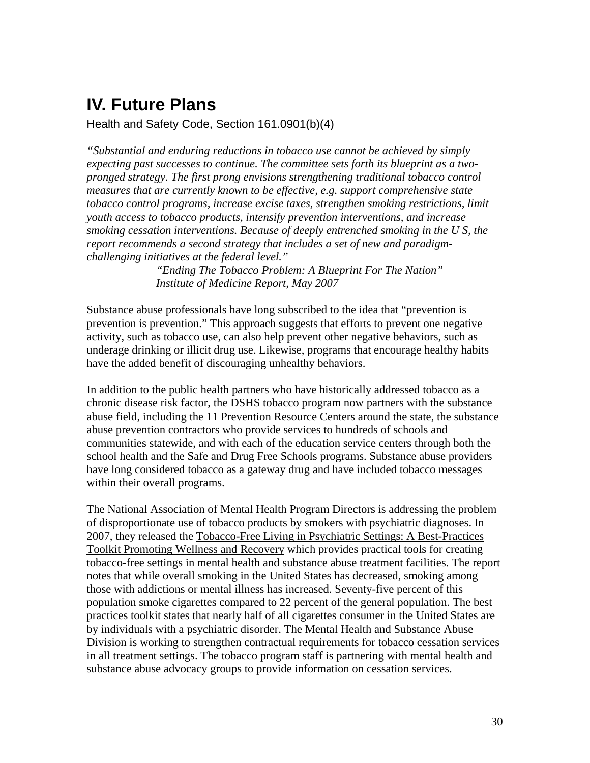# IV. Future Plans

Health and Safety Code, Section 161.0901(b)(4)

*"Substantial and enduring reductions in tobacco use cannot be achieved by simply expecting past successes to continue. The committee sets forth its blueprint as a two-pronged strategy. The first prong envisions strengthening traditional tobacco control measures that are currently known to be effective, e.g. support comprehensive state tobacco control programs, increase excise taxes, strengthen smoking restrictions, limit youth access to tobacco products, intensify prevention interventions, and increase smoking cessation interventions. Because of deeply entrenched smoking in the U S, the report recommends a second strategy that includes a set of new and paradigm-challenging initiatives at the federal level."*

*"Ending The Tobacco Problem: A Blueprint For The Nation"*
*Institute of Medicine Report, May 2007*

Substance abuse professionals have long subscribed to the idea that "prevention is prevention is prevention." This approach suggests that efforts to prevent one negative activity, such as tobacco use, can also help prevent other negative behaviors, such as underage drinking or illicit drug use. Likewise, programs that encourage healthy habits have the added benefit of discouraging unhealthy behaviors.

In addition to the public health partners who have historically addressed tobacco as a chronic disease risk factor, the DSHS tobacco program now partners with the substance abuse field, including the 11 Prevention Resource Centers around the state, the substance abuse prevention contractors who provide services to hundreds of schools and communities statewide, and with each of the education service centers through both the school health and the Safe and Drug Free Schools programs. Substance abuse providers have long considered tobacco as a gateway drug and have included tobacco messages within their overall programs.

The National Association of Mental Health Program Directors is addressing the problem of disproportionate use of tobacco products by smokers with psychiatric diagnoses. In 2007, they released the Tobacco-Free Living in Psychiatric Settings: A Best-Practices Toolkit Promoting Wellness and Recovery which provides practical tools for creating tobacco-free settings in mental health and substance abuse treatment facilities. The report notes that while overall smoking in the United States has decreased, smoking among those with addictions or mental illness has increased. Seventy-five percent of this population smoke cigarettes compared to 22 percent of the general population. The best practices toolkit states that nearly half of all cigarettes consumer in the United States are by individuals with a psychiatric disorder. The Mental Health and Substance Abuse Division is working to strengthen contractual requirements for tobacco cessation services in all treatment settings. The tobacco program staff is partnering with mental health and substance abuse advocacy groups to provide information on cessation services.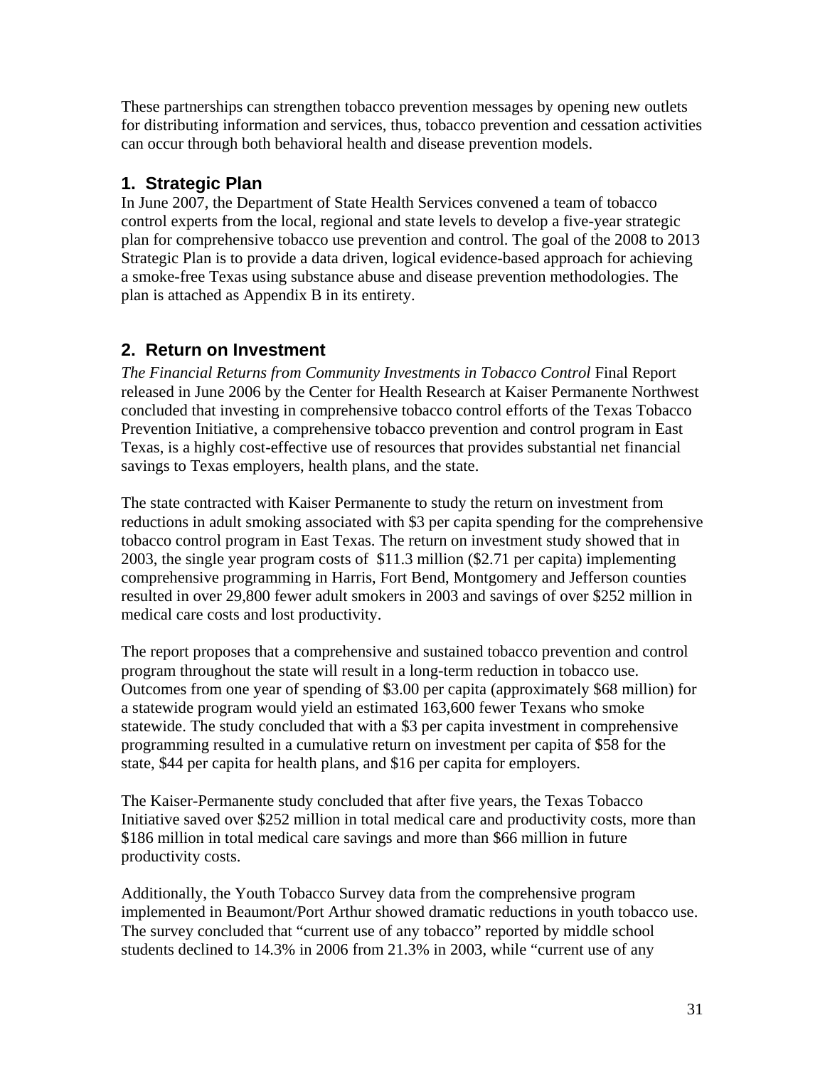These partnerships can strengthen tobacco prevention messages by opening new outlets for distributing information and services, thus, tobacco prevention and cessation activities can occur through both behavioral health and disease prevention models.

## 1. Strategic Plan

In June 2007, the Department of State Health Services convened a team of tobacco control experts from the local, regional and state levels to develop a five-year strategic plan for comprehensive tobacco use prevention and control. The goal of the 2008 to 2013 Strategic Plan is to provide a data driven, logical evidence-based approach for achieving a smoke-free Texas using substance abuse and disease prevention methodologies. The plan is attached as Appendix B in its entirety.

## 2. Return on Investment

*The Financial Returns from Community Investments in Tobacco Control* Final Report released in June 2006 by the Center for Health Research at Kaiser Permanente Northwest concluded that investing in comprehensive tobacco control efforts of the Texas Tobacco Prevention Initiative, a comprehensive tobacco prevention and control program in East Texas, is a highly cost-effective use of resources that provides substantial net financial savings to Texas employers, health plans, and the state.

The state contracted with Kaiser Permanente to study the return on investment from reductions in adult smoking associated with $3 per capita spending for the comprehensive tobacco control program in East Texas. The return on investment study showed that in 2003, the single year program costs of $11.3 million ($2.71 per capita) implementing comprehensive programming in Harris, Fort Bend, Montgomery and Jefferson counties resulted in over 29,800 fewer adult smokers in 2003 and savings of over $252 million in medical care costs and lost productivity.

The report proposes that a comprehensive and sustained tobacco prevention and control program throughout the state will result in a long-term reduction in tobacco use. Outcomes from one year of spending of $3.00 per capita (approximately $68 million) for a statewide program would yield an estimated 163,600 fewer Texans who smoke statewide. The study concluded that with a $3 per capita investment in comprehensive programming resulted in a cumulative return on investment per capita of $58 for the state, $44 per capita for health plans, and $16 per capita for employers.

The Kaiser-Permanente study concluded that after five years, the Texas Tobacco Initiative saved over $252 million in total medical care and productivity costs, more than $186 million in total medical care savings and more than $66 million in future productivity costs.

Additionally, the Youth Tobacco Survey data from the comprehensive program implemented in Beaumont/Port Arthur showed dramatic reductions in youth tobacco use. The survey concluded that "current use of any tobacco" reported by middle school students declined to 14.3% in 2006 from 21.3% in 2003, while "current use of any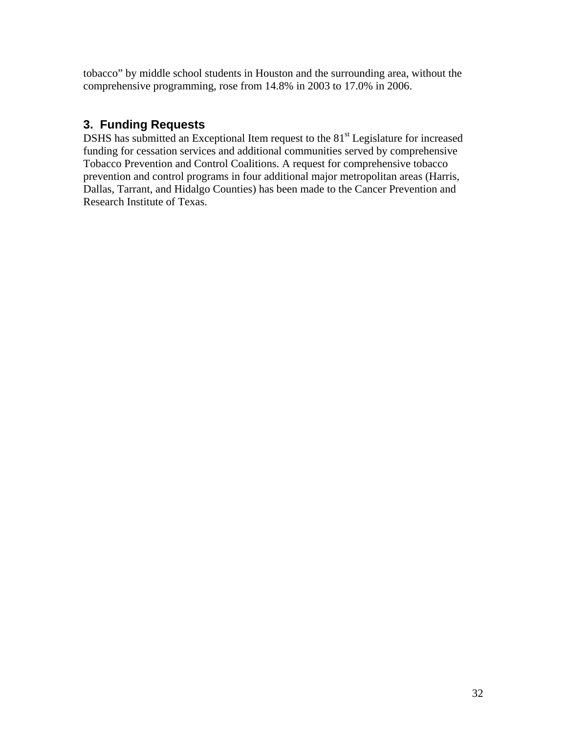tobacco" by middle school students in Houston and the surrounding area, without the comprehensive programming, rose from 14.8% in 2003 to 17.0% in 2006.

## 3. Funding Requests

DSHS has submitted an Exceptional Item request to the 81st Legislature for increased funding for cessation services and additional communities served by comprehensive Tobacco Prevention and Control Coalitions. A request for comprehensive tobacco prevention and control programs in four additional major metropolitan areas (Harris, Dallas, Tarrant, and Hidalgo Counties) has been made to the Cancer Prevention and Research Institute of Texas.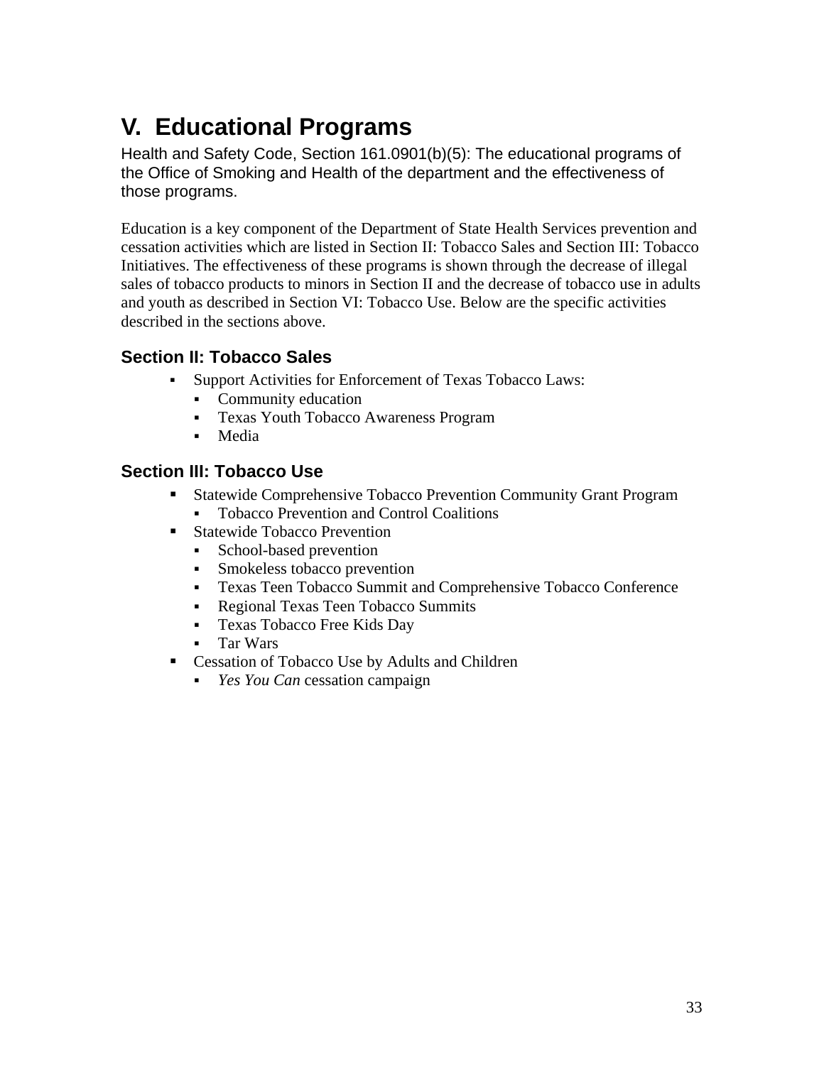# V. Educational Programs

Health and Safety Code, Section 161.0901(b)(5): The educational programs of the Office of Smoking and Health of the department and the effectiveness of those programs.

Education is a key component of the Department of State Health Services prevention and cessation activities which are listed in Section II: Tobacco Sales and Section III: Tobacco Initiatives. The effectiveness of these programs is shown through the decrease of illegal sales of tobacco products to minors in Section II and the decrease of tobacco use in adults and youth as described in Section VI: Tobacco Use. Below are the specific activities described in the sections above.

### Section II: Tobacco Sales

- Support Activities for Enforcement of Texas Tobacco Laws:
  - Community education
  - Texas Youth Tobacco Awareness Program
  - Media

### Section III: Tobacco Use

- Statewide Comprehensive Tobacco Prevention Community Grant Program
  - Tobacco Prevention and Control Coalitions
- Statewide Tobacco Prevention
  - School-based prevention
  - Smokeless tobacco prevention
  - Texas Teen Tobacco Summit and Comprehensive Tobacco Conference
  - Regional Texas Teen Tobacco Summits
  - Texas Tobacco Free Kids Day
  - Tar Wars
- Cessation of Tobacco Use by Adults and Children
  - *Yes You Can* cessation campaign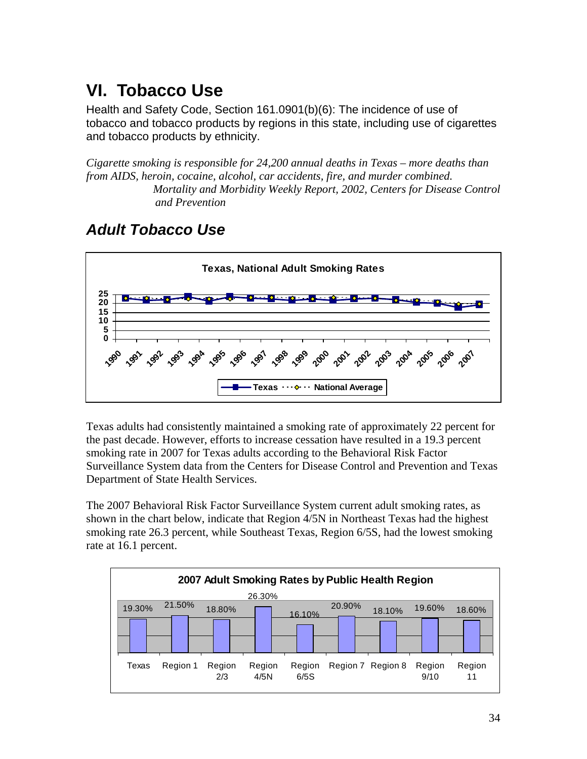# VI. Tobacco Use

Health and Safety Code, Section 161.0901(b)(6): The incidence of use of tobacco and tobacco products by regions in this state, including use of cigarettes and tobacco products by ethnicity.

*Cigarette smoking is responsible for 24,200 annual deaths in Texas – more deaths than from AIDS, heroin, cocaine, alcohol, car accidents, fire, and murder combined.*
*Mortality and Morbidity Weekly Report, 2002, Centers for Disease Control and Prevention*

## *Adult Tobacco Use*

**Texas, National Adult Smoking Rates**

Texas adults had consistently maintained a smoking rate of approximately 22 percent for the past decade. However, efforts to increase cessation have resulted in a 19.3 percent smoking rate in 2007 for Texas adults according to the Behavioral Risk Factor Surveillance System data from the Centers for Disease Control and Prevention and Texas Department of State Health Services.

The 2007 Behavioral Risk Factor Surveillance System current adult smoking rates, as shown in the chart below, indicate that Region 4/5N in Northeast Texas had the highest smoking rate 26.3 percent, while Southeast Texas, Region 6/5S, had the lowest smoking rate at 16.1 percent.

**2007 Adult Smoking Rates by Public Health Region**

| Texas | Region 1 | Region 2/3 | Region 4/5N | Region 6/5S | Region 7 | Region 8 | Region 9/10 | Region 11 |
|---|---|---|---|---|---|---|---|---|
| 19.30% | 21.50% | 18.80% | 26.30% | 16.10% | 20.90% | 18.10% | 19.60% | 18.60% |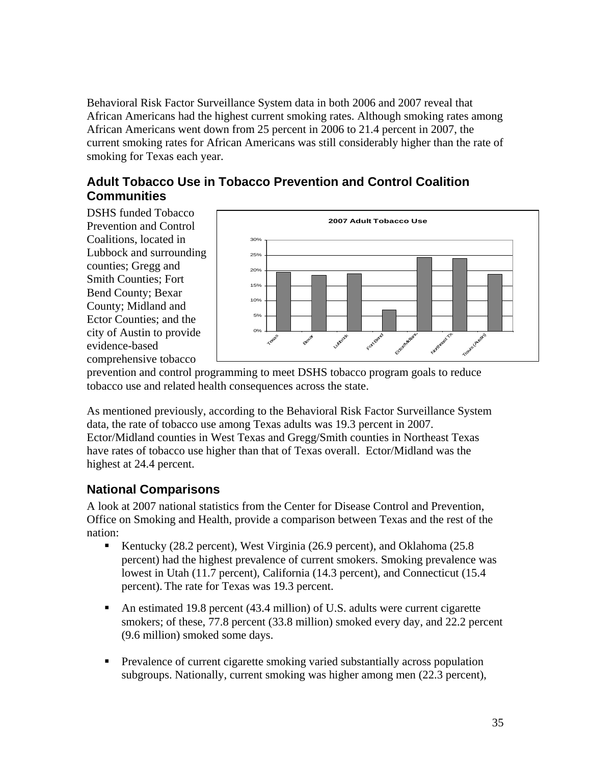Behavioral Risk Factor Surveillance System data in both 2006 and 2007 reveal that African Americans had the highest current smoking rates. Although smoking rates among African Americans went down from 25 percent in 2006 to 21.4 percent in 2007, the current smoking rates for African Americans was still considerably higher than the rate of smoking for Texas each year.

## Adult Tobacco Use in Tobacco Prevention and Control Coalition Communities

DSHS funded Tobacco Prevention and Control Coalitions, located in Lubbock and surrounding counties; Gregg and Smith Counties; Fort Bend County; Bexar County; Midland and Ector Counties; and the city of Austin to provide evidence-based comprehensive tobacco prevention and control programming to meet DSHS tobacco program goals to reduce tobacco use and related health consequences across the state.

As mentioned previously, according to the Behavioral Risk Factor Surveillance System data, the rate of tobacco use among Texas adults was 19.3 percent in 2007. Ector/Midland counties in West Texas and Gregg/Smith counties in Northeast Texas have rates of tobacco use higher than that of Texas overall. Ector/Midland was the highest at 24.4 percent.

## National Comparisons

A look at 2007 national statistics from the Center for Disease Control and Prevention, Office on Smoking and Health, provide a comparison between Texas and the rest of the nation:

- Kentucky (28.2 percent), West Virginia (26.9 percent), and Oklahoma (25.8 percent) had the highest prevalence of current smokers. Smoking prevalence was lowest in Utah (11.7 percent), California (14.3 percent), and Connecticut (15.4 percent). The rate for Texas was 19.3 percent.
- An estimated 19.8 percent (43.4 million) of U.S. adults were current cigarette smokers; of these, 77.8 percent (33.8 million) smoked every day, and 22.2 percent (9.6 million) smoked some days.
- Prevalence of current cigarette smoking varied substantially across population subgroups. Nationally, current smoking was higher among men (22.3 percent),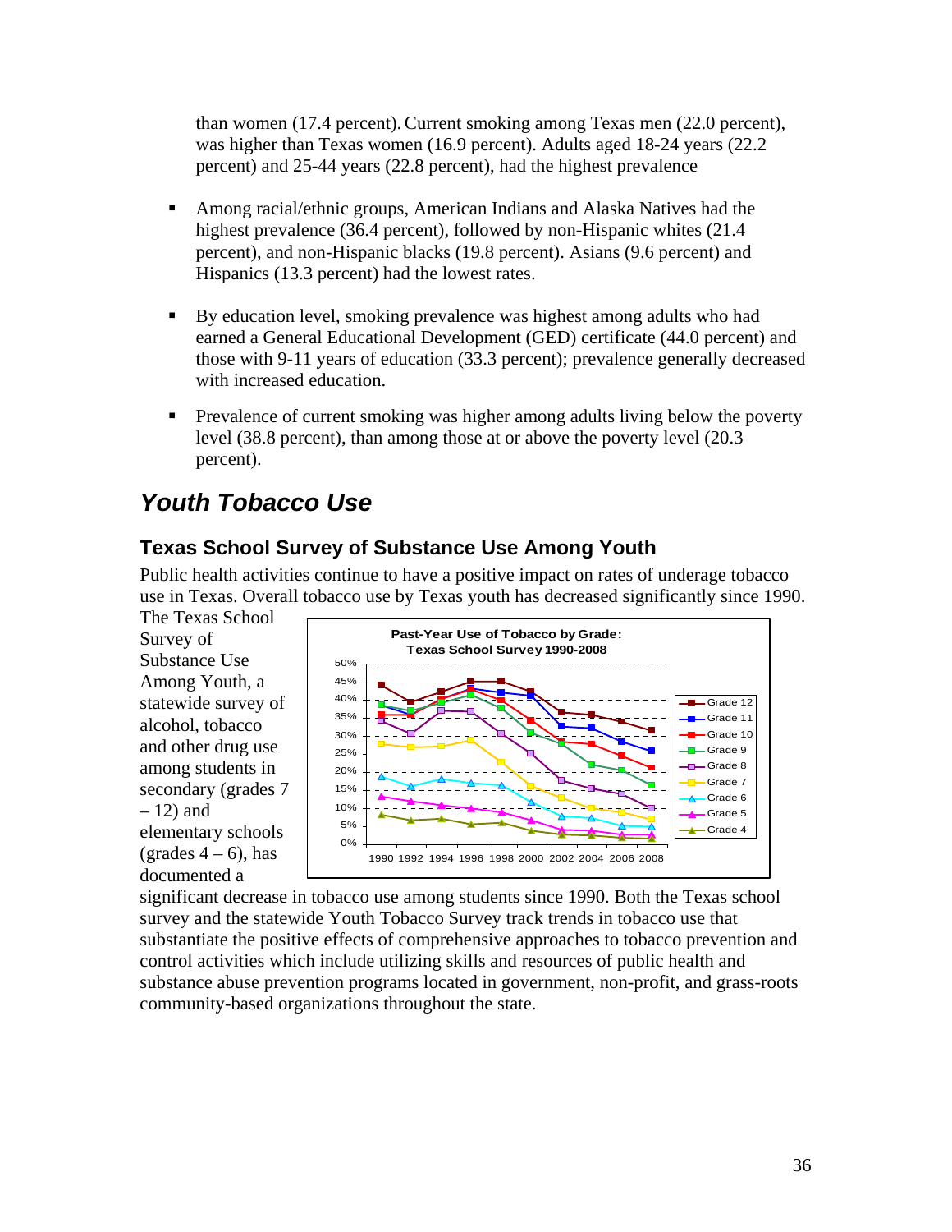than women (17.4 percent). Current smoking among Texas men (22.0 percent), was higher than Texas women (16.9 percent). Adults aged 18-24 years (22.2 percent) and 25-44 years (22.8 percent), had the highest prevalence

- Among racial/ethnic groups, American Indians and Alaska Natives had the highest prevalence (36.4 percent), followed by non-Hispanic whites (21.4 percent), and non-Hispanic blacks (19.8 percent). Asians (9.6 percent) and Hispanics (13.3 percent) had the lowest rates.

- By education level, smoking prevalence was highest among adults who had earned a General Educational Development (GED) certificate (44.0 percent) and those with 9-11 years of education (33.3 percent); prevalence generally decreased with increased education.

- Prevalence of current smoking was higher among adults living below the poverty level (38.8 percent), than among those at or above the poverty level (20.3 percent).

## *Youth Tobacco Use*

### Texas School Survey of Substance Use Among Youth

Public health activities continue to have a positive impact on rates of underage tobacco use in Texas. Overall tobacco use by Texas youth has decreased significantly since 1990. The Texas School Survey of Substance Use Among Youth, a statewide survey of alcohol, tobacco and other drug use among students in secondary (grades 7 – 12) and elementary schools (grades 4 – 6), has documented a significant decrease in tobacco use among students since 1990. Both the Texas school survey and the statewide Youth Tobacco Survey track trends in tobacco use that substantiate the positive effects of comprehensive approaches to tobacco prevention and control activities which include utilizing skills and resources of public health and substance abuse prevention programs located in government, non-profit, and grass-roots community-based organizations throughout the state.

**Past-Year Use of Tobacco by Grade: Texas School Survey 1990-2008**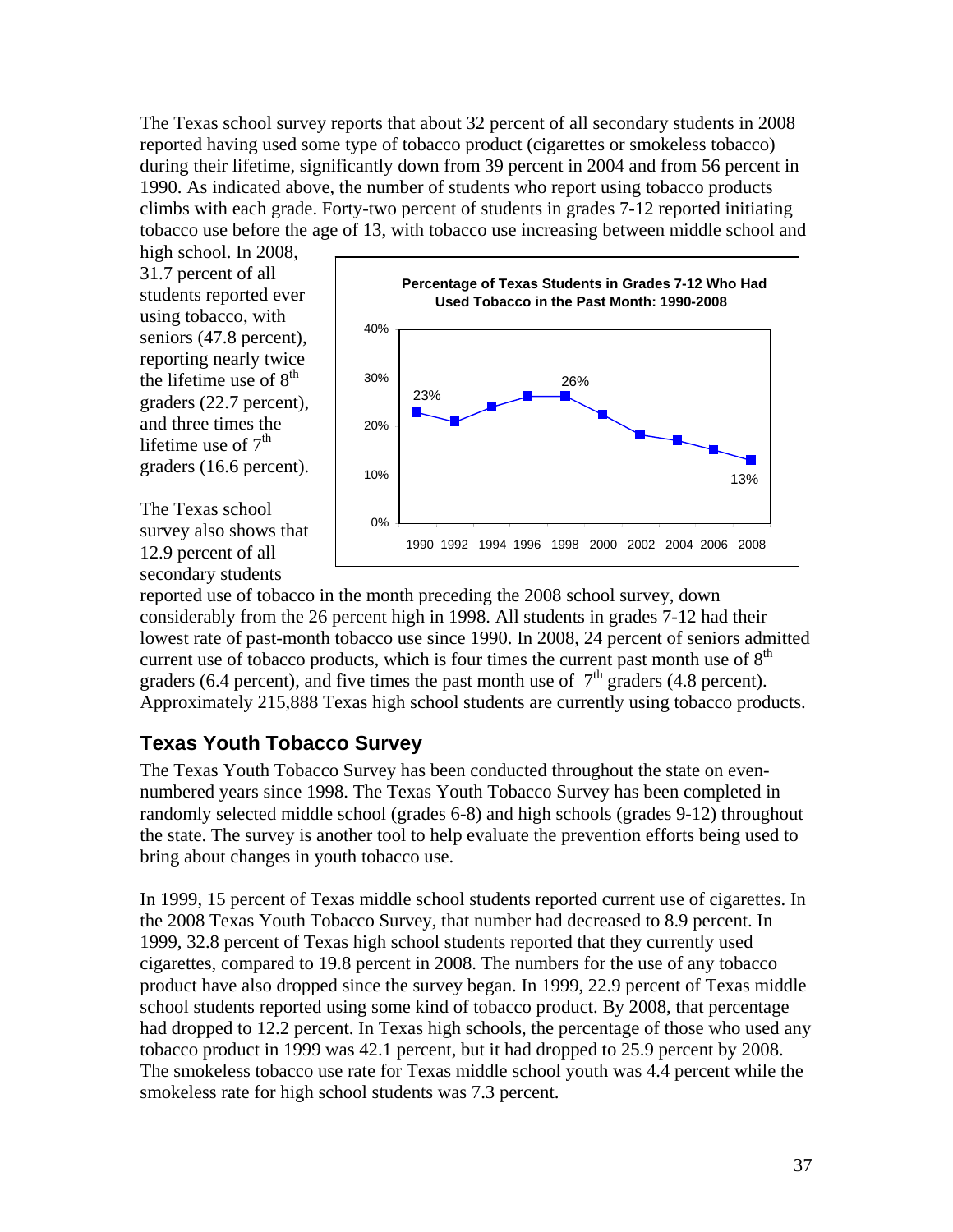The Texas school survey reports that about 32 percent of all secondary students in 2008 reported having used some type of tobacco product (cigarettes or smokeless tobacco) during their lifetime, significantly down from 39 percent in 2004 and from 56 percent in 1990. As indicated above, the number of students who report using tobacco products climbs with each grade. Forty-two percent of students in grades 7-12 reported initiating tobacco use before the age of 13, with tobacco use increasing between middle school and high school. In 2008, 31.7 percent of all students reported ever using tobacco, with seniors (47.8 percent), reporting nearly twice the lifetime use of 8th graders (22.7 percent), and three times the lifetime use of 7th graders (16.6 percent).

**Percentage of Texas Students in Grades 7-12 Who Had Used Tobacco in the Past Month: 1990-2008**

| Year | 1990 | 1992 | 1994 | 1996 | 1998 | 2000 | 2002 | 2004 | 2006 | 2008 |
|---|---|---|---|---|---|---|---|---|---|---|
| Percent | 23% | | | | 26% | | | | | 13% |

The Texas school survey also shows that 12.9 percent of all secondary students reported use of tobacco in the month preceding the 2008 school survey, down considerably from the 26 percent high in 1998. All students in grades 7-12 had their lowest rate of past-month tobacco use since 1990. In 2008, 24 percent of seniors admitted current use of tobacco products, which is four times the current past month use of 8th graders (6.4 percent), and five times the past month use of 7th graders (4.8 percent). Approximately 215,888 Texas high school students are currently using tobacco products.

## Texas Youth Tobacco Survey

The Texas Youth Tobacco Survey has been conducted throughout the state on even-numbered years since 1998. The Texas Youth Tobacco Survey has been completed in randomly selected middle school (grades 6-8) and high schools (grades 9-12) throughout the state. The survey is another tool to help evaluate the prevention efforts being used to bring about changes in youth tobacco use.

In 1999, 15 percent of Texas middle school students reported current use of cigarettes. In the 2008 Texas Youth Tobacco Survey, that number had decreased to 8.9 percent. In 1999, 32.8 percent of Texas high school students reported that they currently used cigarettes, compared to 19.8 percent in 2008. The numbers for the use of any tobacco product have also dropped since the survey began. In 1999, 22.9 percent of Texas middle school students reported using some kind of tobacco product. By 2008, that percentage had dropped to 12.2 percent. In Texas high schools, the percentage of those who used any tobacco product in 1999 was 42.1 percent, but it had dropped to 25.9 percent by 2008. The smokeless tobacco use rate for Texas middle school youth was 4.4 percent while the smokeless rate for high school students was 7.3 percent.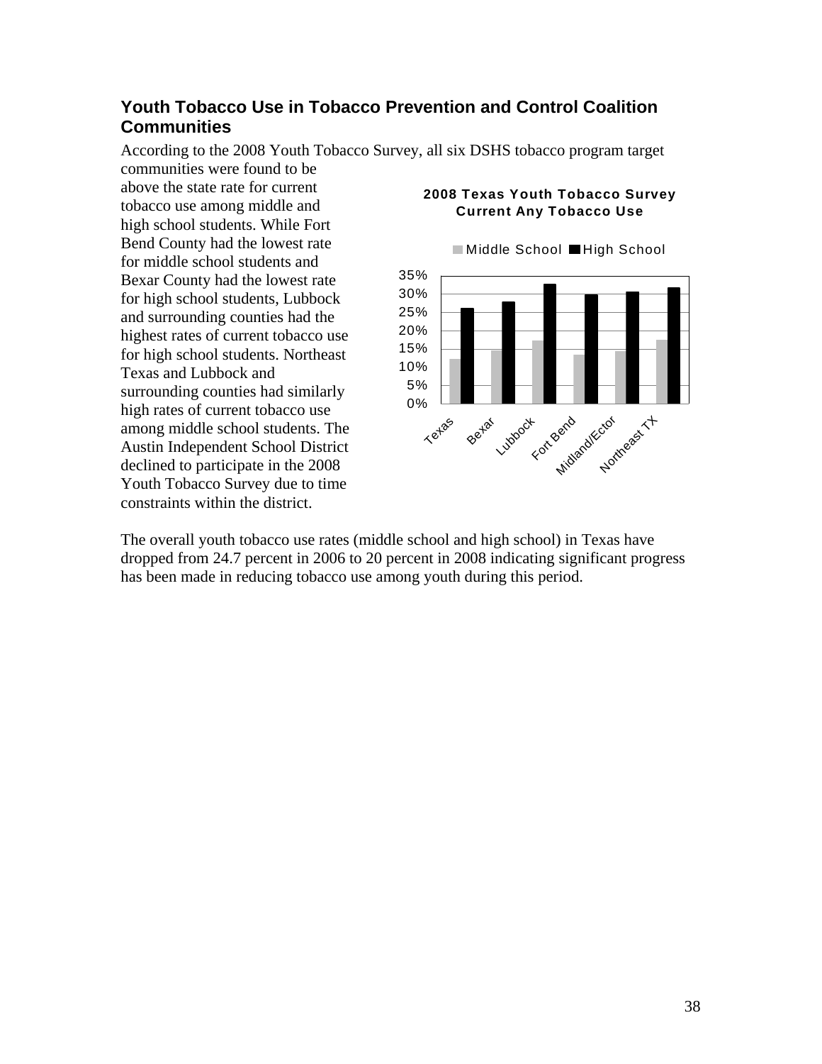## Youth Tobacco Use in Tobacco Prevention and Control Coalition Communities

According to the 2008 Youth Tobacco Survey, all six DSHS tobacco program target communities were found to be above the state rate for current tobacco use among middle and high school students. While Fort Bend County had the lowest rate for middle school students and Bexar County had the lowest rate for high school students, Lubbock and surrounding counties had the highest rates of current tobacco use for high school students. Northeast Texas and Lubbock and surrounding counties had similarly high rates of current tobacco use among middle school students. The Austin Independent School District declined to participate in the 2008 Youth Tobacco Survey due to time constraints within the district.

**2008 Texas Youth Tobacco Survey Current Any Tobacco Use**

Legend: Middle School, High School

Y-axis: 0%, 5%, 10%, 15%, 20%, 25%, 30%, 35%

X-axis: Texas, Bexar, Lubbock, Fort Bend, Midland/Ector, Northeast TX

The overall youth tobacco use rates (middle school and high school) in Texas have dropped from 24.7 percent in 2006 to 20 percent in 2008 indicating significant progress has been made in reducing tobacco use among youth during this period.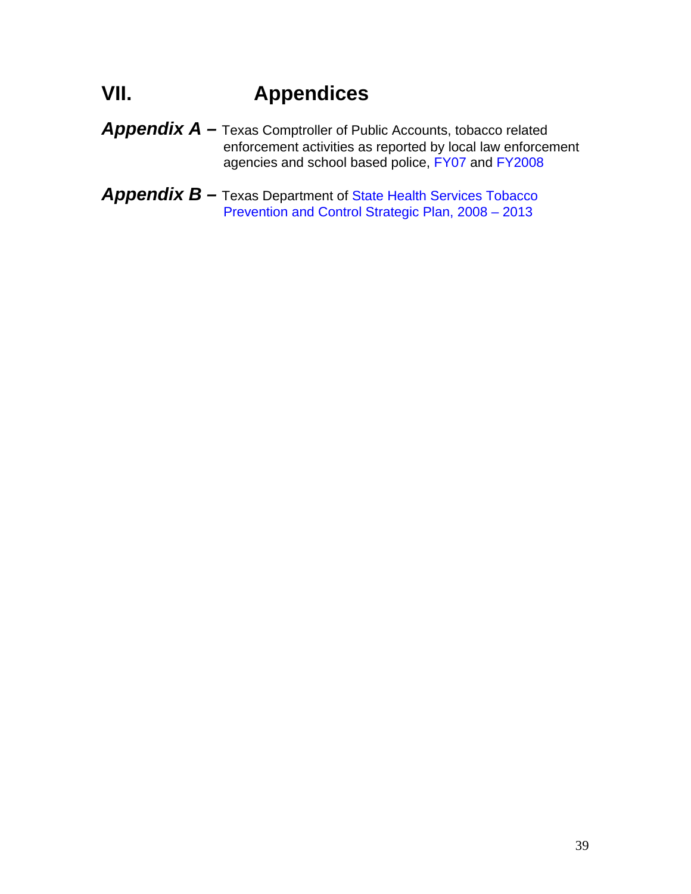# VII. Appendices

***Appendix A –*** Texas Comptroller of Public Accounts, tobacco related enforcement activities as reported by local law enforcement agencies and school based police, FY07 and FY2008

***Appendix B –*** Texas Department of State Health Services Tobacco Prevention and Control Strategic Plan, 2008 – 2013